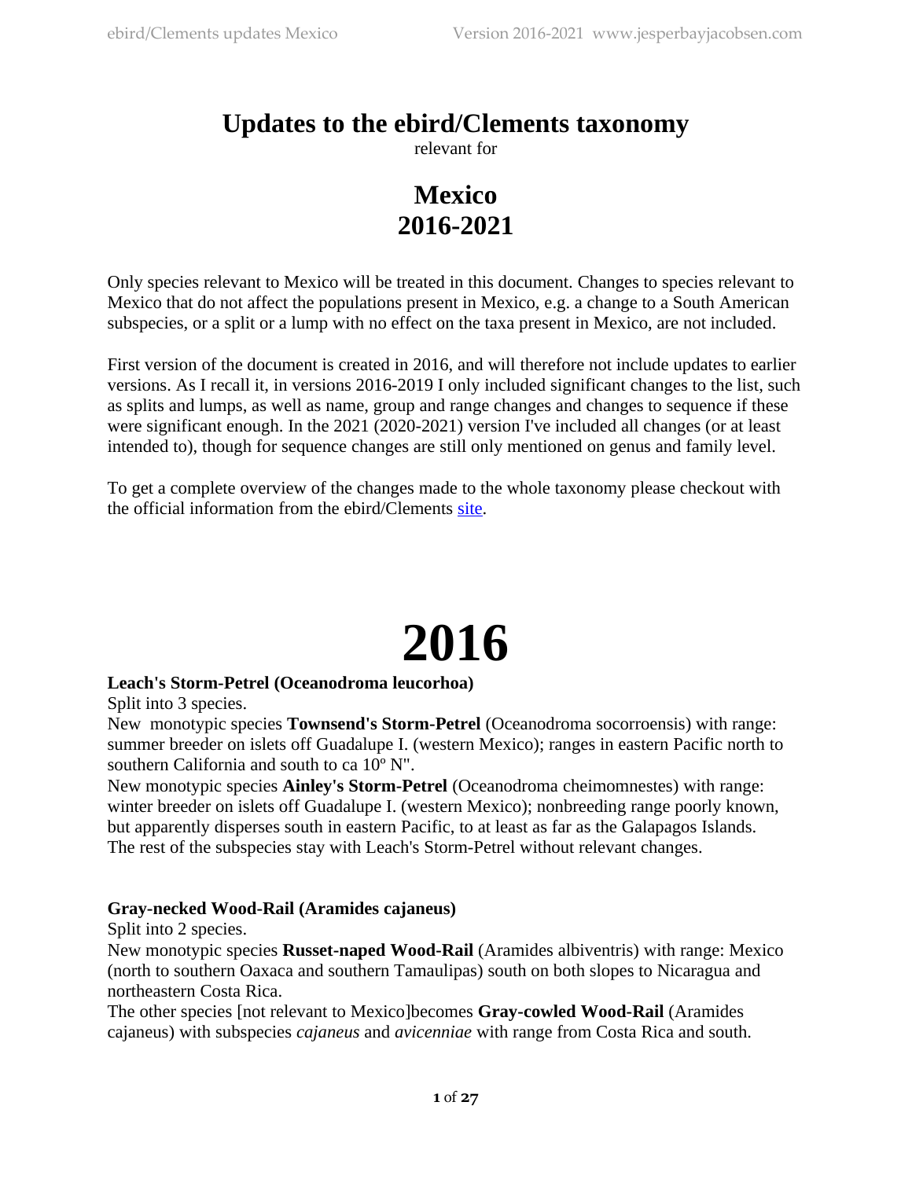# Updates to the ebird/Clements taxonomy

relevant for

## Mexico
## 2016-2021

Only species relevant to Mexico will be treated in this document. Changes to species relevant to Mexico that do not affect the populations present in Mexico, e.g. a change to a South American subspecies, or a split or a lump with no effect on the taxa present in Mexico, are not included.

First version of the document is created in 2016, and will therefore not include updates to earlier versions. As I recall it, in versions 2016-2019 I only included significant changes to the list, such as splits and lumps, as well as name, group and range changes and changes to sequence if these were significant enough. In the 2021 (2020-2021) version I've included all changes (or at least intended to), though for sequence changes are still only mentioned on genus and family level.

To get a complete overview of the changes made to the whole taxonomy please checkout with the official information from the ebird/Clements site.

# 2016

**Leach's Storm-Petrel (Oceanodroma leucorhoa)**
Split into 3 species.
New monotypic species **Townsend's Storm-Petrel** (Oceanodroma socorroensis) with range: summer breeder on islets off Guadalupe I. (western Mexico); ranges in eastern Pacific north to southern California and south to ca 10º N".
New monotypic species **Ainley's Storm-Petrel** (Oceanodroma cheimomnestes) with range: winter breeder on islets off Guadalupe I. (western Mexico); nonbreeding range poorly known, but apparently disperses south in eastern Pacific, to at least as far as the Galapagos Islands.
The rest of the subspecies stay with Leach's Storm-Petrel without relevant changes.

**Gray-necked Wood-Rail (Aramides cajaneus)**
Split into 2 species.
New monotypic species **Russet-naped Wood-Rail** (Aramides albiventris) with range: Mexico (north to southern Oaxaca and southern Tamaulipas) south on both slopes to Nicaragua and northeastern Costa Rica.
The other species [not relevant to Mexico]becomes **Gray-cowled Wood-Rail** (Aramides cajaneus) with subspecies *cajaneus* and *avicenniae* with range from Costa Rica and south.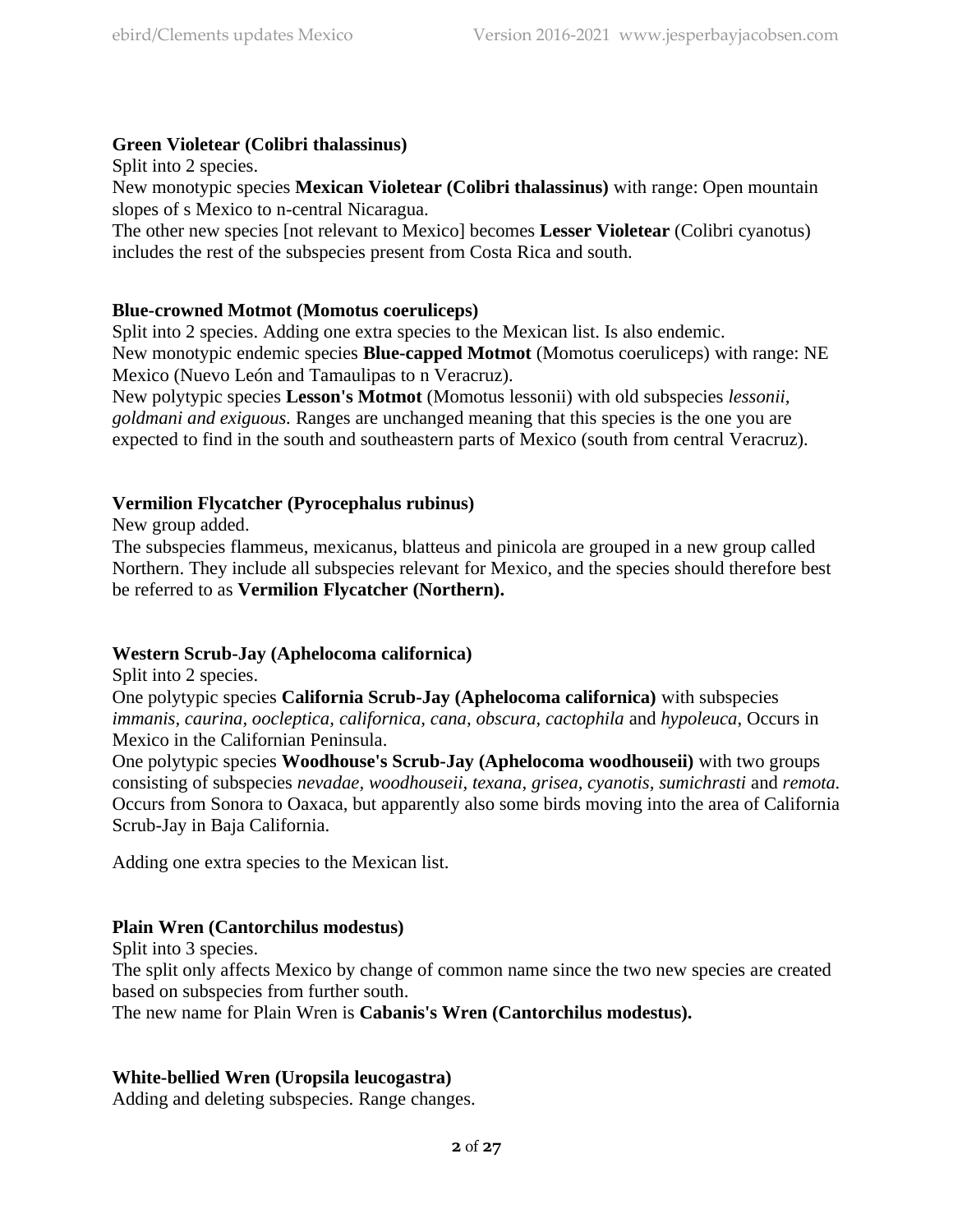**Green Violetear (Colibri thalassinus)**

Split into 2 species.

New monotypic species **Mexican Violetear (Colibri thalassinus)** with range: Open mountain slopes of s Mexico to n-central Nicaragua.

The other new species [not relevant to Mexico] becomes **Lesser Violetear** (Colibri cyanotus) includes the rest of the subspecies present from Costa Rica and south.

**Blue-crowned Motmot (Momotus coeruliceps)**

Split into 2 species. Adding one extra species to the Mexican list. Is also endemic.

New monotypic endemic species **Blue-capped Motmot** (Momotus coeruliceps) with range: NE Mexico (Nuevo León and Tamaulipas to n Veracruz).

New polytypic species **Lesson's Motmot** (Momotus lessonii) with old subspecies *lessonii, goldmani and exiguous.* Ranges are unchanged meaning that this species is the one you are expected to find in the south and southeastern parts of Mexico (south from central Veracruz).

**Vermilion Flycatcher (Pyrocephalus rubinus)**

New group added.

The subspecies flammeus, mexicanus, blatteus and pinicola are grouped in a new group called Northern. They include all subspecies relevant for Mexico, and the species should therefore best be referred to as **Vermilion Flycatcher (Northern).**

**Western Scrub-Jay (Aphelocoma californica)**

Split into 2 species.

One polytypic species **California Scrub-Jay (Aphelocoma californica)** with subspecies *immanis, caurina, oocleptica, californica, cana, obscura, cactophila* and *hypoleuca*, Occurs in Mexico in the Californian Peninsula.

One polytypic species **Woodhouse's Scrub-Jay (Aphelocoma woodhouseii)** with two groups consisting of subspecies *nevadae, woodhouseii, texana, grisea, cyanotis, sumichrasti* and *remota.* Occurs from Sonora to Oaxaca, but apparently also some birds moving into the area of California Scrub-Jay in Baja California.

Adding one extra species to the Mexican list.

**Plain Wren (Cantorchilus modestus)**

Split into 3 species.

The split only affects Mexico by change of common name since the two new species are created based on subspecies from further south.

The new name for Plain Wren is **Cabanis's Wren (Cantorchilus modestus).**

**White-bellied Wren (Uropsila leucogastra)**

Adding and deleting subspecies. Range changes.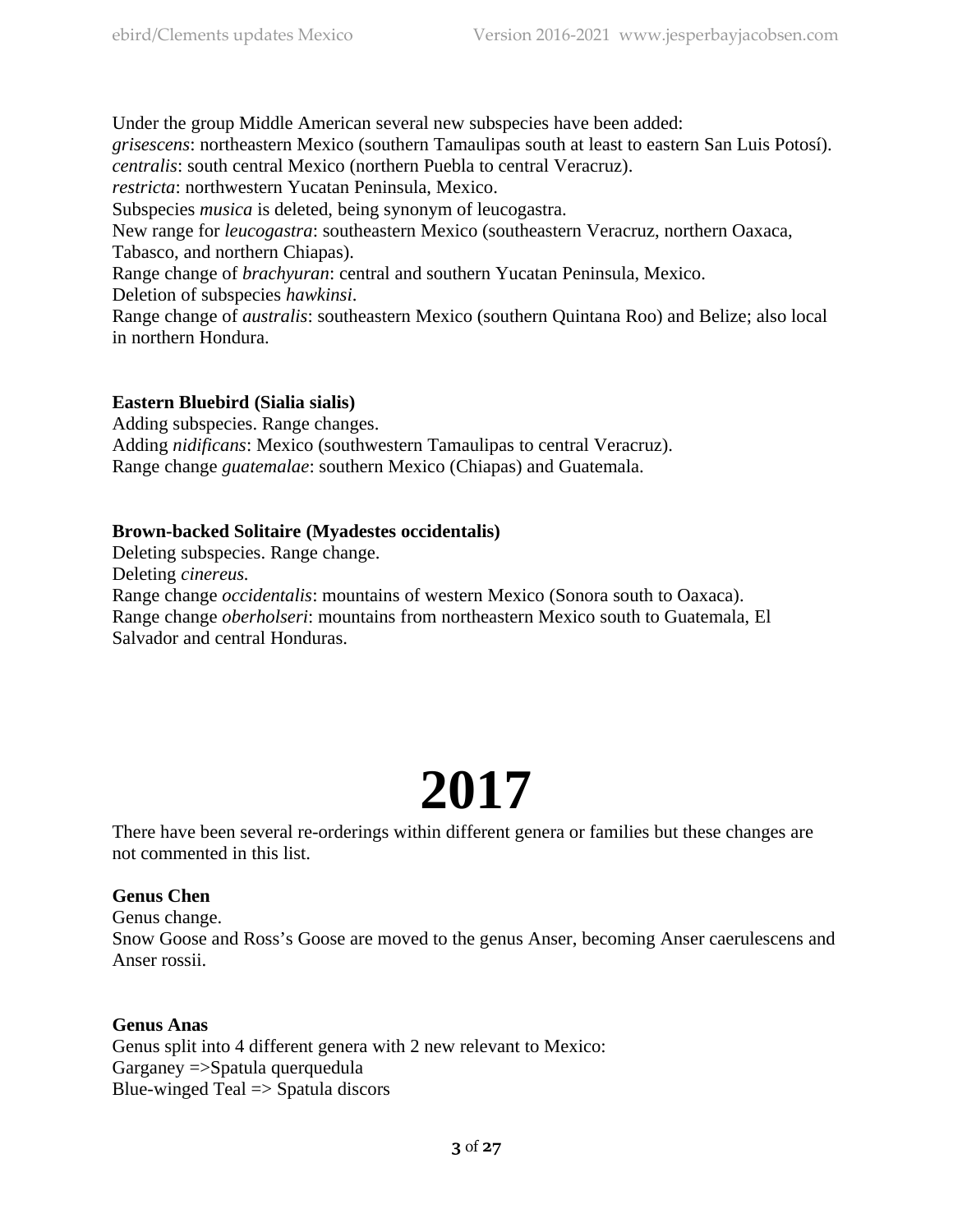Under the group Middle American several new subspecies have been added:
*grisescens*: northeastern Mexico (southern Tamaulipas south at least to eastern San Luis Potosí).
*centralis*: south central Mexico (northern Puebla to central Veracruz).
*restricta*: northwestern Yucatan Peninsula, Mexico.
Subspecies *musica* is deleted, being synonym of leucogastra.
New range for *leucogastra*: southeastern Mexico (southeastern Veracruz, northern Oaxaca, Tabasco, and northern Chiapas).
Range change of *brachyuran*: central and southern Yucatan Peninsula, Mexico.
Deletion of subspecies *hawkinsi*.
Range change of *australis*: southeastern Mexico (southern Quintana Roo) and Belize; also local in northern Hondura.

**Eastern Bluebird (Sialia sialis)**
Adding subspecies. Range changes.
Adding *nidificans*: Mexico (southwestern Tamaulipas to central Veracruz).
Range change *guatemalae*: southern Mexico (Chiapas) and Guatemala.

**Brown-backed Solitaire (Myadestes occidentalis)**
Deleting subspecies. Range change.
Deleting *cinereus.*
Range change *occidentalis*: mountains of western Mexico (Sonora south to Oaxaca).
Range change *oberholseri*: mountains from northeastern Mexico south to Guatemala, El Salvador and central Honduras.

# 2017

There have been several re-orderings within different genera or families but these changes are not commented in this list.

**Genus Chen**
Genus change.
Snow Goose and Ross's Goose are moved to the genus Anser, becoming Anser caerulescens and Anser rossii.

**Genus Anas**
Genus split into 4 different genera with 2 new relevant to Mexico:
Garganey =>Spatula querquedula
Blue-winged Teal => Spatula discors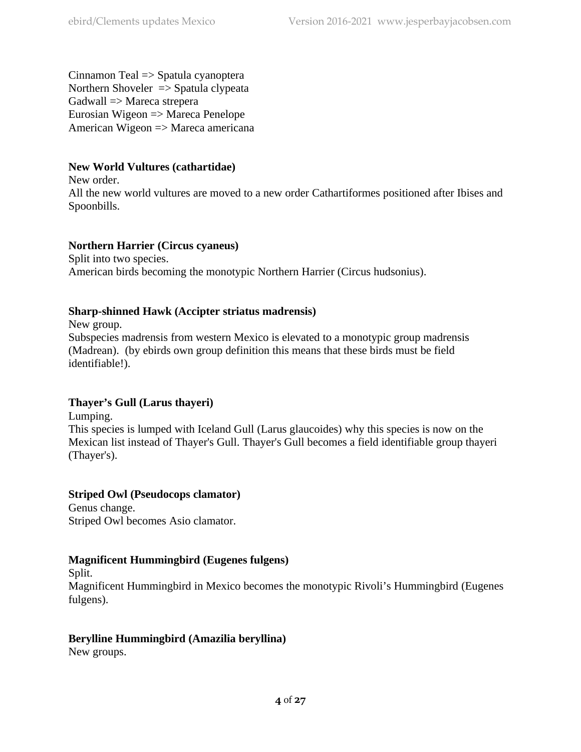Cinnamon Teal => Spatula cyanoptera
Northern Shoveler => Spatula clypeata
Gadwall => Mareca strepera
Eurosian Wigeon => Mareca Penelope
American Wigeon => Mareca americana

**New World Vultures (cathartidae)**
New order.
All the new world vultures are moved to a new order Cathartiformes positioned after Ibises and Spoonbills.

**Northern Harrier (Circus cyaneus)**
Split into two species.
American birds becoming the monotypic Northern Harrier (Circus hudsonius).

**Sharp-shinned Hawk (Accipter striatus madrensis)**
New group.
Subspecies madrensis from western Mexico is elevated to a monotypic group madrensis (Madrean). (by ebirds own group definition this means that these birds must be field identifiable!).

**Thayer's Gull (Larus thayeri)**
Lumping.
This species is lumped with Iceland Gull (Larus glaucoides) why this species is now on the Mexican list instead of Thayer's Gull. Thayer's Gull becomes a field identifiable group thayeri (Thayer's).

**Striped Owl (Pseudocops clamator)**
Genus change.
Striped Owl becomes Asio clamator.

**Magnificent Hummingbird (Eugenes fulgens)**
Split.
Magnificent Hummingbird in Mexico becomes the monotypic Rivoli's Hummingbird (Eugenes fulgens).

**Berylline Hummingbird (Amazilia beryllina)**
New groups.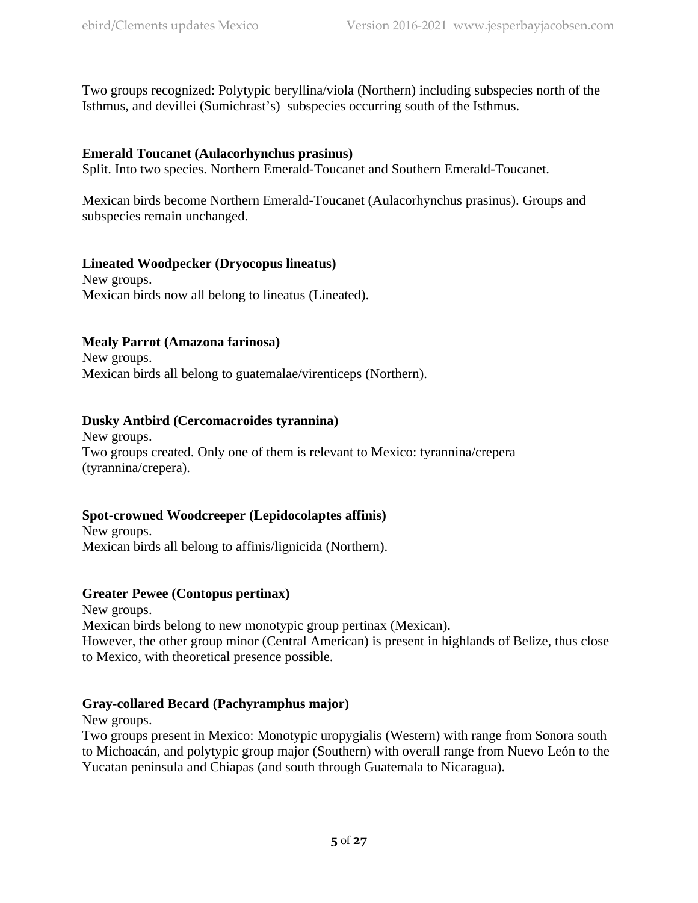Two groups recognized: Polytypic beryllina/viola (Northern) including subspecies north of the Isthmus, and devillei (Sumichrast's) subspecies occurring south of the Isthmus.

**Emerald Toucanet (Aulacorhynchus prasinus)**
Split. Into two species. Northern Emerald-Toucanet and Southern Emerald-Toucanet.

Mexican birds become Northern Emerald-Toucanet (Aulacorhynchus prasinus). Groups and subspecies remain unchanged.

**Lineated Woodpecker (Dryocopus lineatus)**
New groups.
Mexican birds now all belong to lineatus (Lineated).

**Mealy Parrot (Amazona farinosa)**
New groups.
Mexican birds all belong to guatemalae/virenticeps (Northern).

**Dusky Antbird (Cercomacroides tyrannina)**
New groups.
Two groups created. Only one of them is relevant to Mexico: tyrannina/crepera (tyrannina/crepera).

**Spot-crowned Woodcreeper (Lepidocolaptes affinis)**
New groups.
Mexican birds all belong to affinis/lignicida (Northern).

**Greater Pewee (Contopus pertinax)**
New groups.
Mexican birds belong to new monotypic group pertinax (Mexican).
However, the other group minor (Central American) is present in highlands of Belize, thus close to Mexico, with theoretical presence possible.

**Gray-collared Becard (Pachyramphus major)**
New groups.
Two groups present in Mexico: Monotypic uropygialis (Western) with range from Sonora south to Michoacán, and polytypic group major (Southern) with overall range from Nuevo León to the Yucatan peninsula and Chiapas (and south through Guatemala to Nicaragua).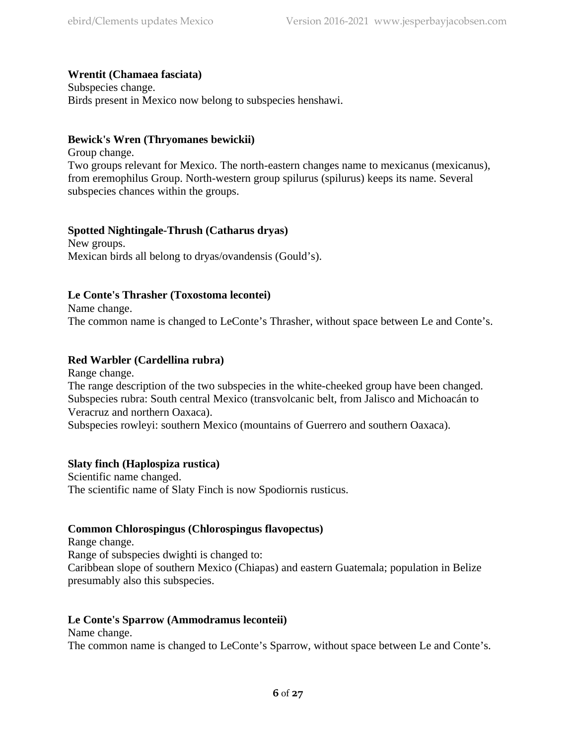**Wrentit (Chamaea fasciata)**
Subspecies change.
Birds present in Mexico now belong to subspecies henshawi.

**Bewick's Wren (Thryomanes bewickii)**
Group change.
Two groups relevant for Mexico. The north-eastern changes name to mexicanus (mexicanus), from eremophilus Group. North-western group spilurus (spilurus) keeps its name. Several subspecies chances within the groups.

**Spotted Nightingale-Thrush (Catharus dryas)**
New groups.
Mexican birds all belong to dryas/ovandensis (Gould's).

**Le Conte's Thrasher (Toxostoma lecontei)**
Name change.
The common name is changed to LeConte's Thrasher, without space between Le and Conte's.

**Red Warbler (Cardellina rubra)**
Range change.
The range description of the two subspecies in the white-cheeked group have been changed.
Subspecies rubra: South central Mexico (transvolcanic belt, from Jalisco and Michoacán to Veracruz and northern Oaxaca).
Subspecies rowleyi: southern Mexico (mountains of Guerrero and southern Oaxaca).

**Slaty finch (Haplospiza rustica)**
Scientific name changed.
The scientific name of Slaty Finch is now Spodiornis rusticus.

**Common Chlorospingus (Chlorospingus flavopectus)**
Range change.
Range of subspecies dwighti is changed to:
Caribbean slope of southern Mexico (Chiapas) and eastern Guatemala; population in Belize presumably also this subspecies.

**Le Conte's Sparrow (Ammodramus leconteii)**
Name change.
The common name is changed to LeConte's Sparrow, without space between Le and Conte's.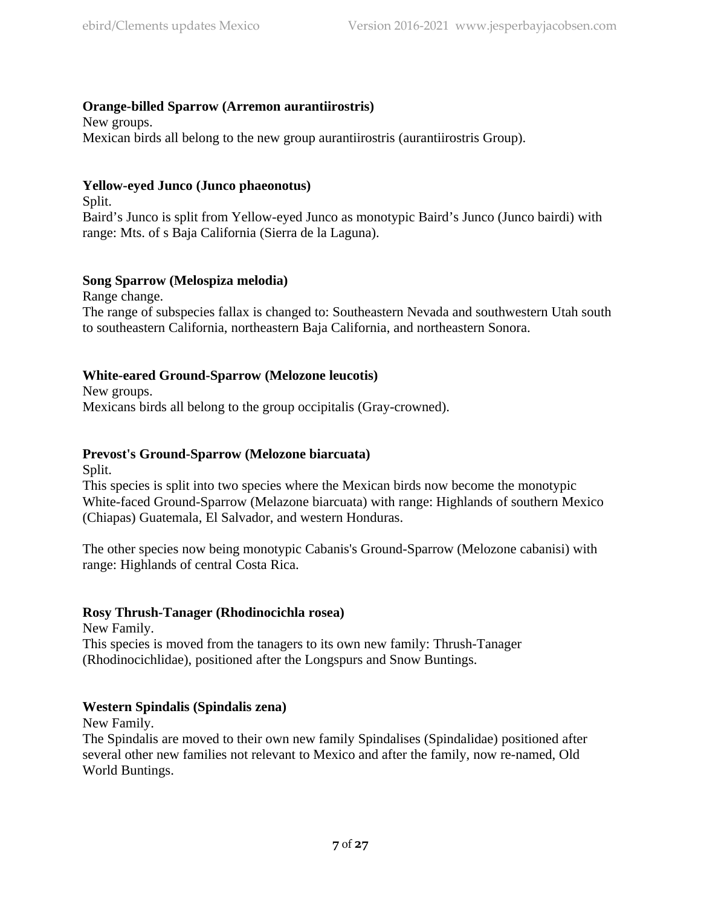**Orange-billed Sparrow (Arremon aurantiirostris)**
New groups.
Mexican birds all belong to the new group aurantiirostris (aurantiirostris Group).

**Yellow-eyed Junco (Junco phaeonotus)**
Split.
Baird's Junco is split from Yellow-eyed Junco as monotypic Baird's Junco (Junco bairdi) with range: Mts. of s Baja California (Sierra de la Laguna).

**Song Sparrow (Melospiza melodia)**
Range change.
The range of subspecies fallax is changed to: Southeastern Nevada and southwestern Utah south to southeastern California, northeastern Baja California, and northeastern Sonora.

**White-eared Ground-Sparrow (Melozone leucotis)**
New groups.
Mexicans birds all belong to the group occipitalis (Gray-crowned).

**Prevost's Ground-Sparrow (Melozone biarcuata)**
Split.
This species is split into two species where the Mexican birds now become the monotypic White-faced Ground-Sparrow (Melazone biarcuata) with range: Highlands of southern Mexico (Chiapas) Guatemala, El Salvador, and western Honduras.

The other species now being monotypic Cabanis's Ground-Sparrow (Melozone cabanisi) with range: Highlands of central Costa Rica.

**Rosy Thrush-Tanager (Rhodinocichla rosea)**
New Family.
This species is moved from the tanagers to its own new family: Thrush-Tanager (Rhodinocichlidae), positioned after the Longspurs and Snow Buntings.

**Western Spindalis (Spindalis zena)**
New Family.
The Spindalis are moved to their own new family Spindalises (Spindalidae) positioned after several other new families not relevant to Mexico and after the family, now re-named, Old World Buntings.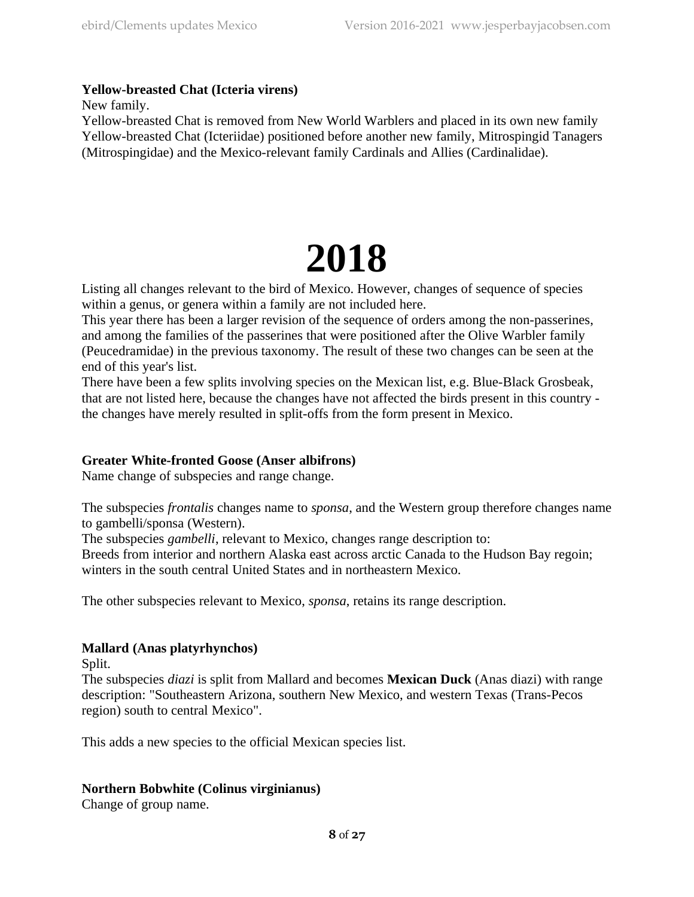**Yellow-breasted Chat (Icteria virens)**
New family.
Yellow-breasted Chat is removed from New World Warblers and placed in its own new family Yellow-breasted Chat (Icteriidae) positioned before another new family, Mitrospingid Tanagers (Mitrospingidae) and the Mexico-relevant family Cardinals and Allies (Cardinalidae).

# 2018

Listing all changes relevant to the bird of Mexico. However, changes of sequence of species within a genus, or genera within a family are not included here.
This year there has been a larger revision of the sequence of orders among the non-passerines, and among the families of the passerines that were positioned after the Olive Warbler family (Peucedramidae) in the previous taxonomy. The result of these two changes can be seen at the end of this year's list.
There have been a few splits involving species on the Mexican list, e.g. Blue-Black Grosbeak, that are not listed here, because the changes have not affected the birds present in this country - the changes have merely resulted in split-offs from the form present in Mexico.

**Greater White-fronted Goose (Anser albifrons)**
Name change of subspecies and range change.

The subspecies *frontalis* changes name to *sponsa*, and the Western group therefore changes name to gambelli/sponsa (Western).
The subspecies *gambelli*, relevant to Mexico, changes range description to:
Breeds from interior and northern Alaska east across arctic Canada to the Hudson Bay regoin; winters in the south central United States and in northeastern Mexico.

The other subspecies relevant to Mexico, *sponsa*, retains its range description.

**Mallard (Anas platyrhynchos)**
Split.
The subspecies *diazi* is split from Mallard and becomes **Mexican Duck** (Anas diazi) with range description: "Southeastern Arizona, southern New Mexico, and western Texas (Trans-Pecos region) south to central Mexico".

This adds a new species to the official Mexican species list.

**Northern Bobwhite (Colinus virginianus)**
Change of group name.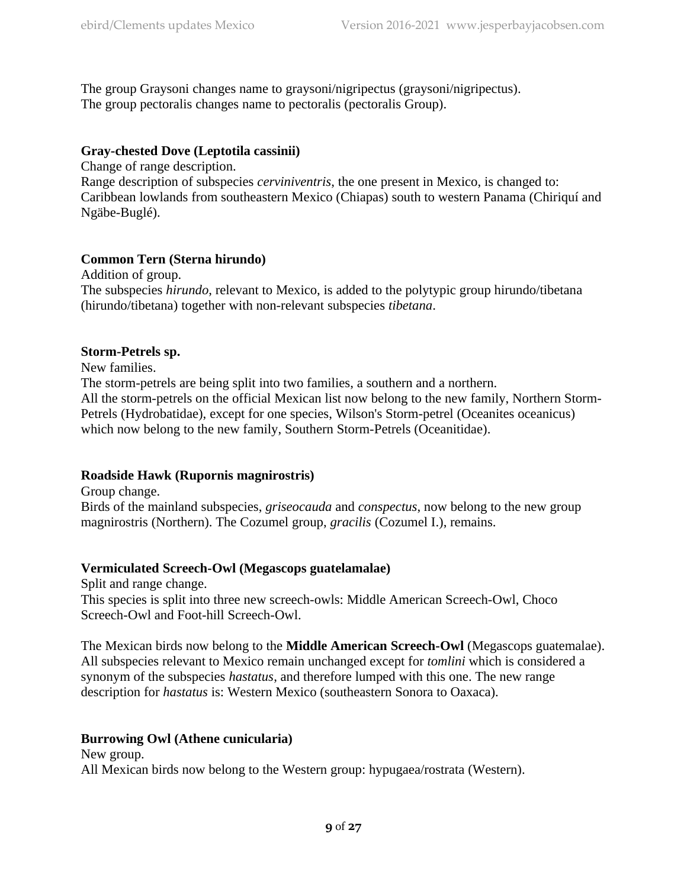The group Graysoni changes name to graysoni/nigripectus (graysoni/nigripectus).
The group pectoralis changes name to pectoralis (pectoralis Group).

**Gray-chested Dove (Leptotila cassinii)**
Change of range description.
Range description of subspecies *cerviniventris*, the one present in Mexico, is changed to: Caribbean lowlands from southeastern Mexico (Chiapas) south to western Panama (Chiriquí and Ngäbe-Buglé).

**Common Tern (Sterna hirundo)**
Addition of group.
The subspecies *hirundo*, relevant to Mexico, is added to the polytypic group hirundo/tibetana (hirundo/tibetana) together with non-relevant subspecies *tibetana*.

**Storm-Petrels sp.**
New families.
The storm-petrels are being split into two families, a southern and a northern.
All the storm-petrels on the official Mexican list now belong to the new family, Northern Storm-Petrels (Hydrobatidae), except for one species, Wilson's Storm-petrel (Oceanites oceanicus) which now belong to the new family, Southern Storm-Petrels (Oceanitidae).

**Roadside Hawk (Rupornis magnirostris)**
Group change.
Birds of the mainland subspecies, *griseocauda* and *conspectus*, now belong to the new group magnirostris (Northern). The Cozumel group, *gracilis* (Cozumel I.), remains.

**Vermiculated Screech-Owl (Megascops guatelamalae)**
Split and range change.
This species is split into three new screech-owls: Middle American Screech-Owl, Choco Screech-Owl and Foot-hill Screech-Owl.

The Mexican birds now belong to the **Middle American Screech-Owl** (Megascops guatemalae). All subspecies relevant to Mexico remain unchanged except for *tomlini* which is considered a synonym of the subspecies *hastatus*, and therefore lumped with this one. The new range description for *hastatus* is: Western Mexico (southeastern Sonora to Oaxaca).

**Burrowing Owl (Athene cunicularia)**
New group.
All Mexican birds now belong to the Western group: hypugaea/rostrata (Western).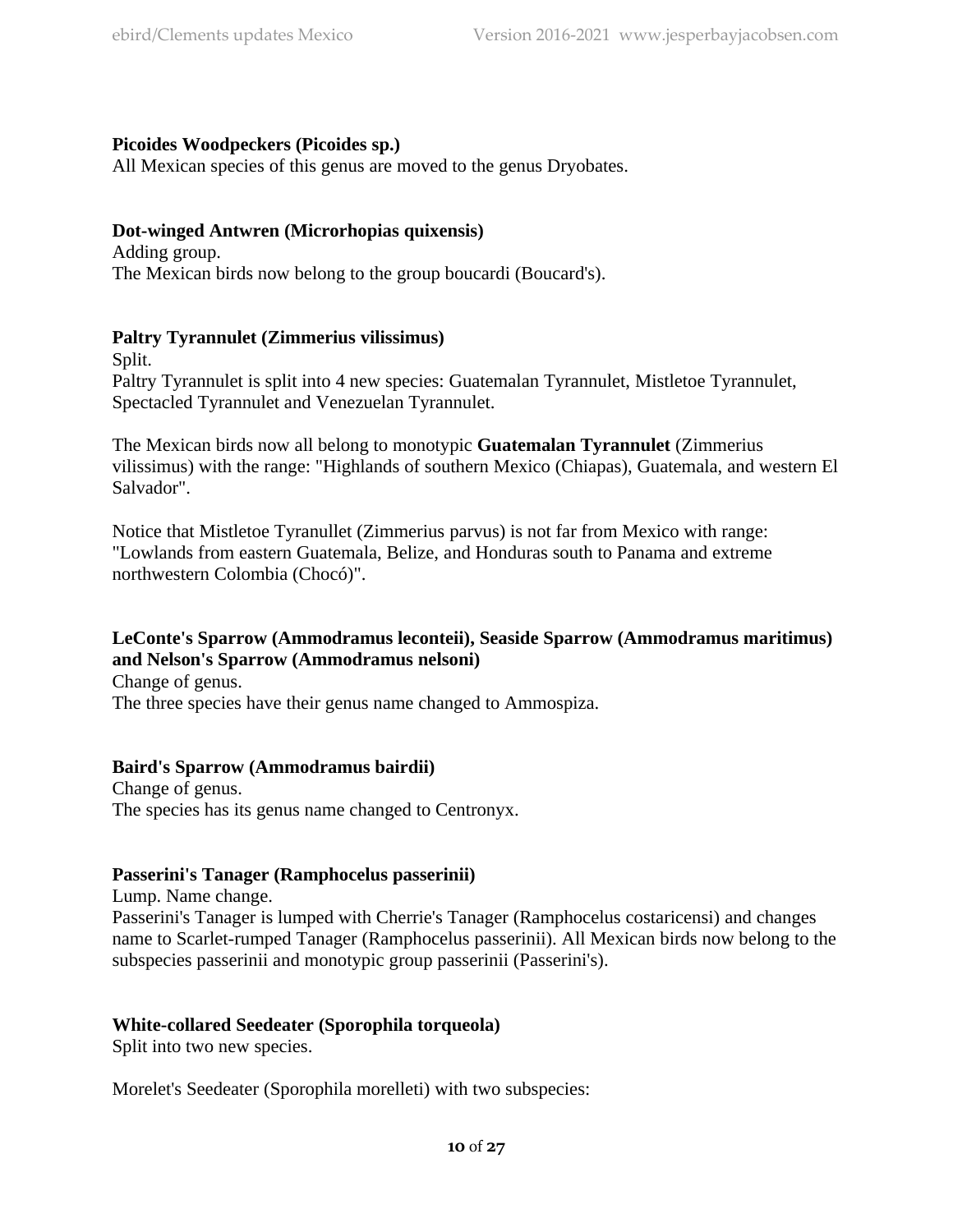**Picoides Woodpeckers (Picoides sp.)**
All Mexican species of this genus are moved to the genus Dryobates.

**Dot-winged Antwren (Microrhopias quixensis)**
Adding group.
The Mexican birds now belong to the group boucardi (Boucard's).

**Paltry Tyrannulet (Zimmerius vilissimus)**
Split.
Paltry Tyrannulet is split into 4 new species: Guatemalan Tyrannulet, Mistletoe Tyrannulet, Spectacled Tyrannulet and Venezuelan Tyrannulet.

The Mexican birds now all belong to monotypic **Guatemalan Tyrannulet** (Zimmerius vilissimus) with the range: "Highlands of southern Mexico (Chiapas), Guatemala, and western El Salvador".

Notice that Mistletoe Tyranullet (Zimmerius parvus) is not far from Mexico with range: "Lowlands from eastern Guatemala, Belize, and Honduras south to Panama and extreme northwestern Colombia (Chocó)".

**LeConte's Sparrow (Ammodramus leconteii), Seaside Sparrow (Ammodramus maritimus) and Nelson's Sparrow (Ammodramus nelsoni)**
Change of genus.
The three species have their genus name changed to Ammospiza.

**Baird's Sparrow (Ammodramus bairdii)**
Change of genus.
The species has its genus name changed to Centronyx.

**Passerini's Tanager (Ramphocelus passerinii)**
Lump. Name change.
Passerini's Tanager is lumped with Cherrie's Tanager (Ramphocelus costaricensi) and changes name to Scarlet-rumped Tanager (Ramphocelus passerinii). All Mexican birds now belong to the subspecies passerinii and monotypic group passerinii (Passerini's).

**White-collared Seedeater (Sporophila torqueola)**
Split into two new species.

Morelet's Seedeater (Sporophila morelleti) with two subspecies: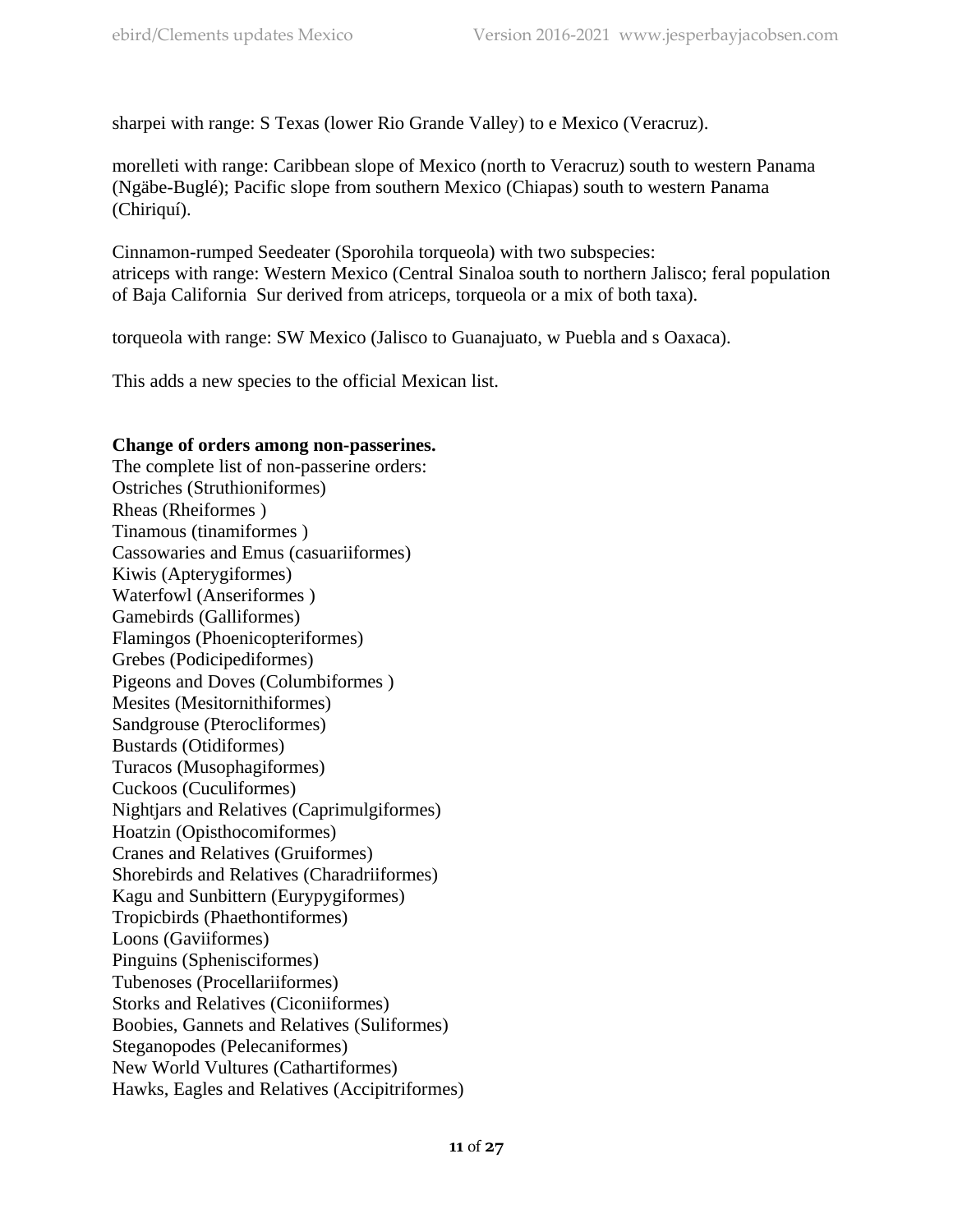sharpei with range: S Texas (lower Rio Grande Valley) to e Mexico (Veracruz).

morelleti with range: Caribbean slope of Mexico (north to Veracruz) south to western Panama (Ngäbe-Buglé); Pacific slope from southern Mexico (Chiapas) south to western Panama (Chiriquí).

Cinnamon-rumped Seedeater (Sporohila torqueola) with two subspecies:
atriceps with range: Western Mexico (Central Sinaloa south to northern Jalisco; feral population of Baja California  Sur derived from atriceps, torqueola or a mix of both taxa).

torqueola with range: SW Mexico (Jalisco to Guanajuato, w Puebla and s Oaxaca).

This adds a new species to the official Mexican list.

**Change of orders among non-passerines.**

The complete list of non-passerine orders:
Ostriches (Struthioniformes)
Rheas (Rheiformes )
Tinamous (tinamiformes )
Cassowaries and Emus (casuariiformes)
Kiwis (Apterygiformes)
Waterfowl (Anseriformes )
Gamebirds (Galliformes)
Flamingos (Phoenicopteriformes)
Grebes (Podicipediformes)
Pigeons and Doves (Columbiformes )
Mesites (Mesitornithiformes)
Sandgrouse (Pterocliformes)
Bustards (Otidiformes)
Turacos (Musophagiformes)
Cuckoos (Cuculiformes)
Nightjars and Relatives (Caprimulgiformes)
Hoatzin (Opisthocomiformes)
Cranes and Relatives (Gruiformes)
Shorebirds and Relatives (Charadriiformes)
Kagu and Sunbittern (Eurypygiformes)
Tropicbirds (Phaethontiformes)
Loons (Gaviiformes)
Pinguins (Sphenisciformes)
Tubenoses (Procellariiformes)
Storks and Relatives (Ciconiiformes)
Boobies, Gannets and Relatives (Suliformes)
Steganopodes (Pelecaniformes)
New World Vultures (Cathartiformes)
Hawks, Eagles and Relatives (Accipitriformes)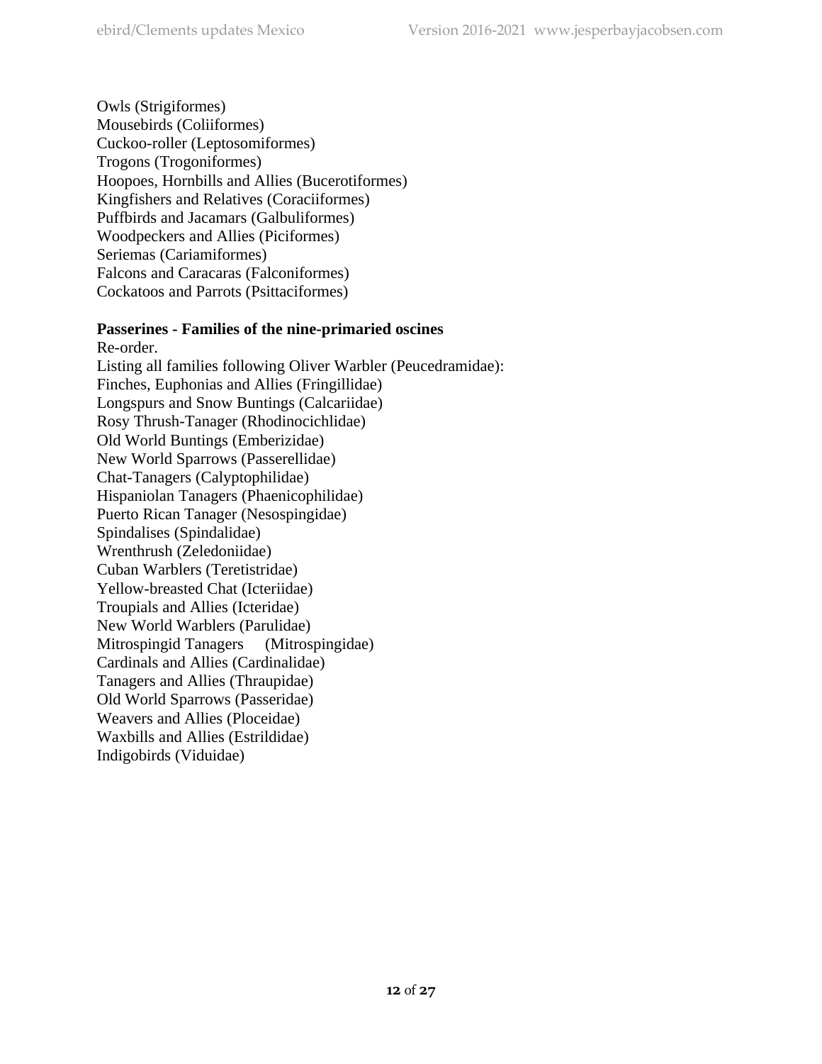Owls (Strigiformes)
Mousebirds (Coliiformes)
Cuckoo-roller (Leptosomiformes)
Trogons (Trogoniformes)
Hoopoes, Hornbills and Allies (Bucerotiformes)
Kingfishers and Relatives (Coraciiformes)
Puffbirds and Jacamars (Galbuliformes)
Woodpeckers and Allies (Piciformes)
Seriemas (Cariamiformes)
Falcons and Caracaras (Falconiformes)
Cockatoos and Parrots (Psittaciformes)

**Passerines - Families of the nine-primaried oscines**

Re-order.
Listing all families following Oliver Warbler (Peucedramidae):
Finches, Euphonias and Allies (Fringillidae)
Longspurs and Snow Buntings (Calcariidae)
Rosy Thrush-Tanager (Rhodinocichlidae)
Old World Buntings (Emberizidae)
New World Sparrows (Passerellidae)
Chat-Tanagers (Calyptophilidae)
Hispaniolan Tanagers (Phaenicophilidae)
Puerto Rican Tanager (Nesospingidae)
Spindalises (Spindalidae)
Wrenthrush (Zeledoniidae)
Cuban Warblers (Teretistridae)
Yellow-breasted Chat (Icteriidae)
Troupials and Allies (Icteridae)
New World Warblers (Parulidae)
Mitrospingid Tanagers (Mitrospingidae)
Cardinals and Allies (Cardinalidae)
Tanagers and Allies (Thraupidae)
Old World Sparrows (Passeridae)
Weavers and Allies (Ploceidae)
Waxbills and Allies (Estrildidae)
Indigobirds (Viduidae)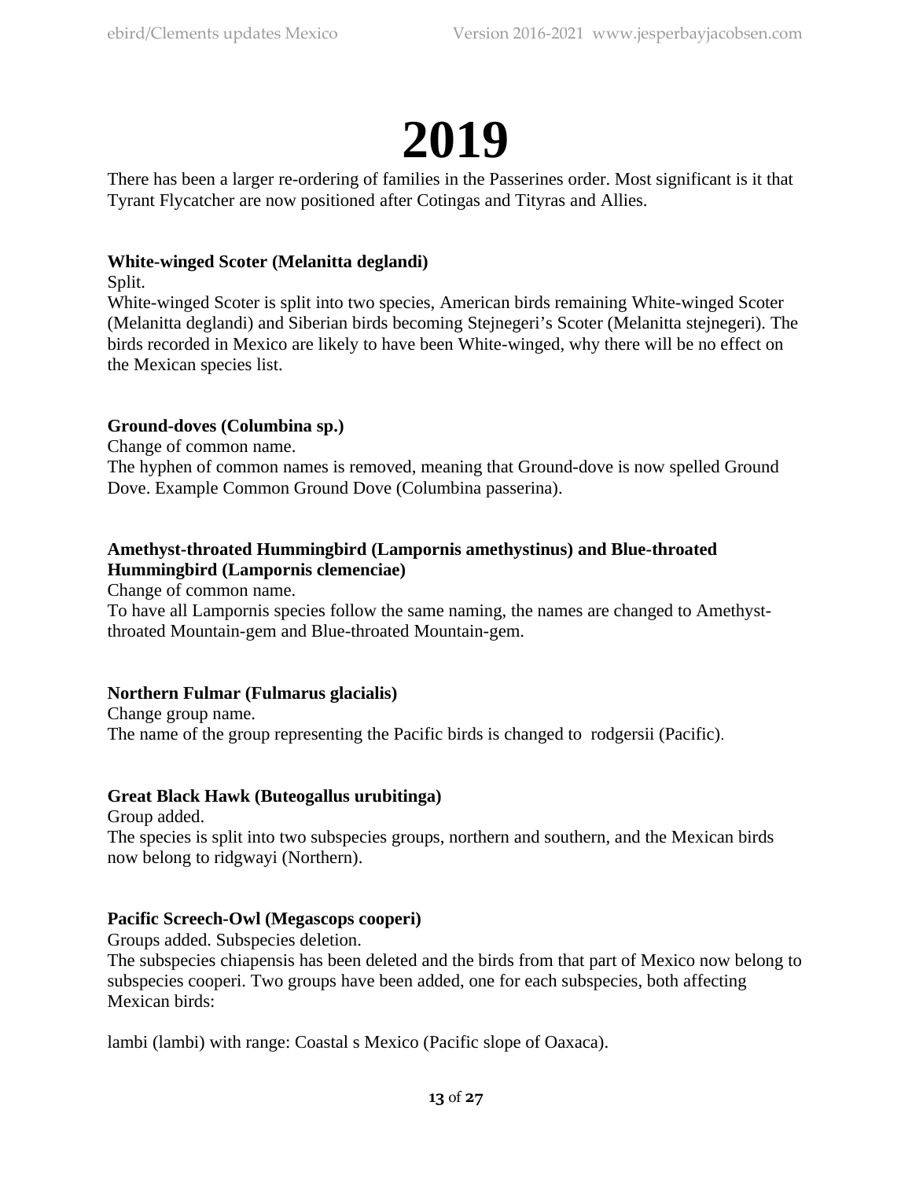# 2019

There has been a larger re-ordering of families in the Passerines order. Most significant is it that Tyrant Flycatcher are now positioned after Cotingas and Tityras and Allies.

**White-winged Scoter (Melanitta deglandi)**
Split.
White-winged Scoter is split into two species, American birds remaining White-winged Scoter (Melanitta deglandi) and Siberian birds becoming Stejnegeri's Scoter (Melanitta stejnegeri). The birds recorded in Mexico are likely to have been White-winged, why there will be no effect on the Mexican species list.

**Ground-doves (Columbina sp.)**
Change of common name.
The hyphen of common names is removed, meaning that Ground-dove is now spelled Ground Dove. Example Common Ground Dove (Columbina passerina).

**Amethyst-throated Hummingbird (Lampornis amethystinus) and Blue-throated Hummingbird (Lampornis clemenciae)**
Change of common name.
To have all Lampornis species follow the same naming, the names are changed to Amethyst-throated Mountain-gem and Blue-throated Mountain-gem.

**Northern Fulmar (Fulmarus glacialis)**
Change group name.
The name of the group representing the Pacific birds is changed to rodgersii (Pacific).

**Great Black Hawk (Buteogallus urubitinga)**
Group added.
The species is split into two subspecies groups, northern and southern, and the Mexican birds now belong to ridgwayi (Northern).

**Pacific Screech-Owl (Megascops cooperi)**
Groups added. Subspecies deletion.
The subspecies chiapensis has been deleted and the birds from that part of Mexico now belong to subspecies cooperi. Two groups have been added, one for each subspecies, both affecting Mexican birds:

lambi (lambi) with range: Coastal s Mexico (Pacific slope of Oaxaca).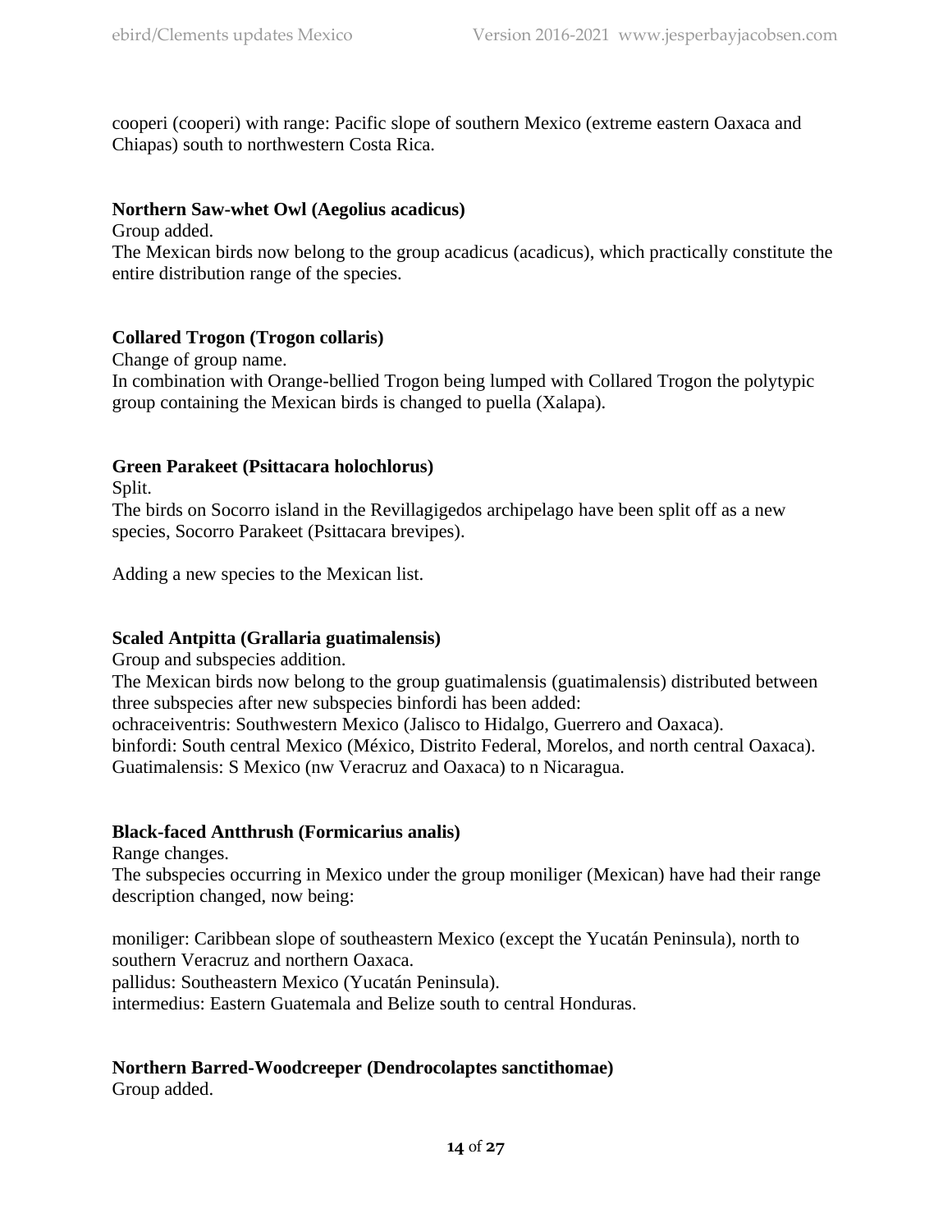cooperi (cooperi) with range: Pacific slope of southern Mexico (extreme eastern Oaxaca and Chiapas) south to northwestern Costa Rica.

**Northern Saw-whet Owl (Aegolius acadicus)**
Group added.
The Mexican birds now belong to the group acadicus (acadicus), which practically constitute the entire distribution range of the species.

**Collared Trogon (Trogon collaris)**
Change of group name.
In combination with Orange-bellied Trogon being lumped with Collared Trogon the polytypic group containing the Mexican birds is changed to puella (Xalapa).

**Green Parakeet (Psittacara holochlorus)**
Split.
The birds on Socorro island in the Revillagigedos archipelago have been split off as a new species, Socorro Parakeet (Psittacara brevipes).

Adding a new species to the Mexican list.

**Scaled Antpitta (Grallaria guatimalensis)**
Group and subspecies addition.
The Mexican birds now belong to the group guatimalensis (guatimalensis) distributed between three subspecies after new subspecies binfordi has been added:
ochraceiventris: Southwestern Mexico (Jalisco to Hidalgo, Guerrero and Oaxaca).
binfordi: South central Mexico (México, Distrito Federal, Morelos, and north central Oaxaca).
Guatimalensis: S Mexico (nw Veracruz and Oaxaca) to n Nicaragua.

**Black-faced Antthrush (Formicarius analis)**
Range changes.
The subspecies occurring in Mexico under the group moniliger (Mexican) have had their range description changed, now being:

moniliger: Caribbean slope of southeastern Mexico (except the Yucatán Peninsula), north to southern Veracruz and northern Oaxaca.
pallidus: Southeastern Mexico (Yucatán Peninsula).
intermedius: Eastern Guatemala and Belize south to central Honduras.

**Northern Barred-Woodcreeper (Dendrocolaptes sanctithomae)**
Group added.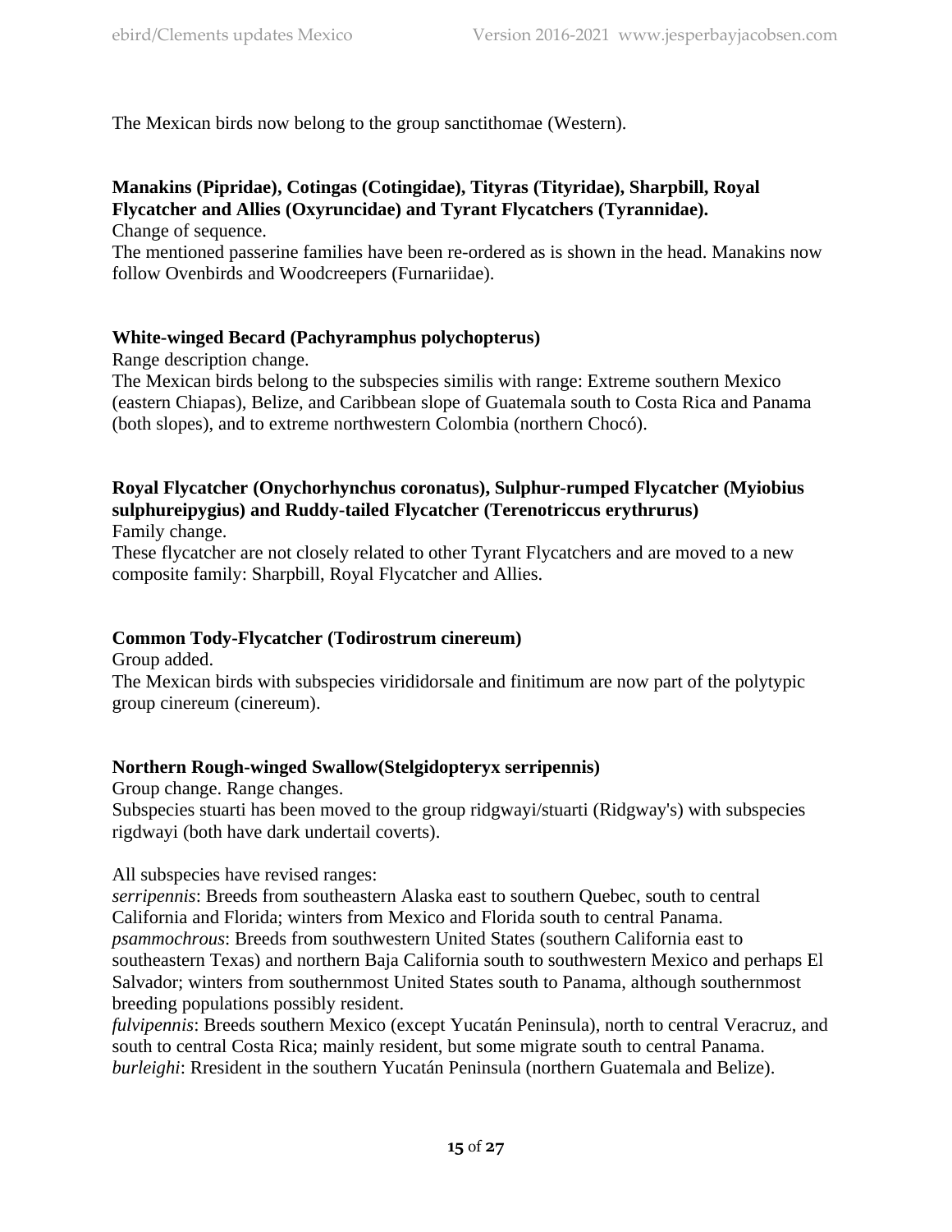The Mexican birds now belong to the group sanctithomae (Western).

**Manakins (Pipridae), Cotingas (Cotingidae), Tityras (Tityridae), Sharpbill, Royal Flycatcher and Allies (Oxyruncidae) and Tyrant Flycatchers (Tyrannidae).**

Change of sequence.

The mentioned passerine families have been re-ordered as is shown in the head. Manakins now follow Ovenbirds and Woodcreepers (Furnariidae).

**White-winged Becard (Pachyramphus polychopterus)**

Range description change.

The Mexican birds belong to the subspecies similis with range: Extreme southern Mexico (eastern Chiapas), Belize, and Caribbean slope of Guatemala south to Costa Rica and Panama (both slopes), and to extreme northwestern Colombia (northern Chocó).

**Royal Flycatcher (Onychorhynchus coronatus), Sulphur-rumped Flycatcher (Myiobius sulphureipygius) and Ruddy-tailed Flycatcher (Terenotriccus erythrurus)**

Family change.

These flycatcher are not closely related to other Tyrant Flycatchers and are moved to a new composite family: Sharpbill, Royal Flycatcher and Allies.

**Common Tody-Flycatcher (Todirostrum cinereum)**

Group added.

The Mexican birds with subspecies virididorsale and finitimum are now part of the polytypic group cinereum (cinereum).

**Northern Rough-winged Swallow(Stelgidopteryx serripennis)**

Group change. Range changes.

Subspecies stuarti has been moved to the group ridgwayi/stuarti (Ridgway's) with subspecies rigdwayi (both have dark undertail coverts).

All subspecies have revised ranges:

*serripennis*: Breeds from southeastern Alaska east to southern Quebec, south to central California and Florida; winters from Mexico and Florida south to central Panama.
*psammochrous*: Breeds from southwestern United States (southern California east to southeastern Texas) and northern Baja California south to southwestern Mexico and perhaps El Salvador; winters from southernmost United States south to Panama, although southernmost breeding populations possibly resident.
*fulvipennis*: Breeds southern Mexico (except Yucatán Peninsula), north to central Veracruz, and south to central Costa Rica; mainly resident, but some migrate south to central Panama.
*burleighi*: Rresident in the southern Yucatán Peninsula (northern Guatemala and Belize).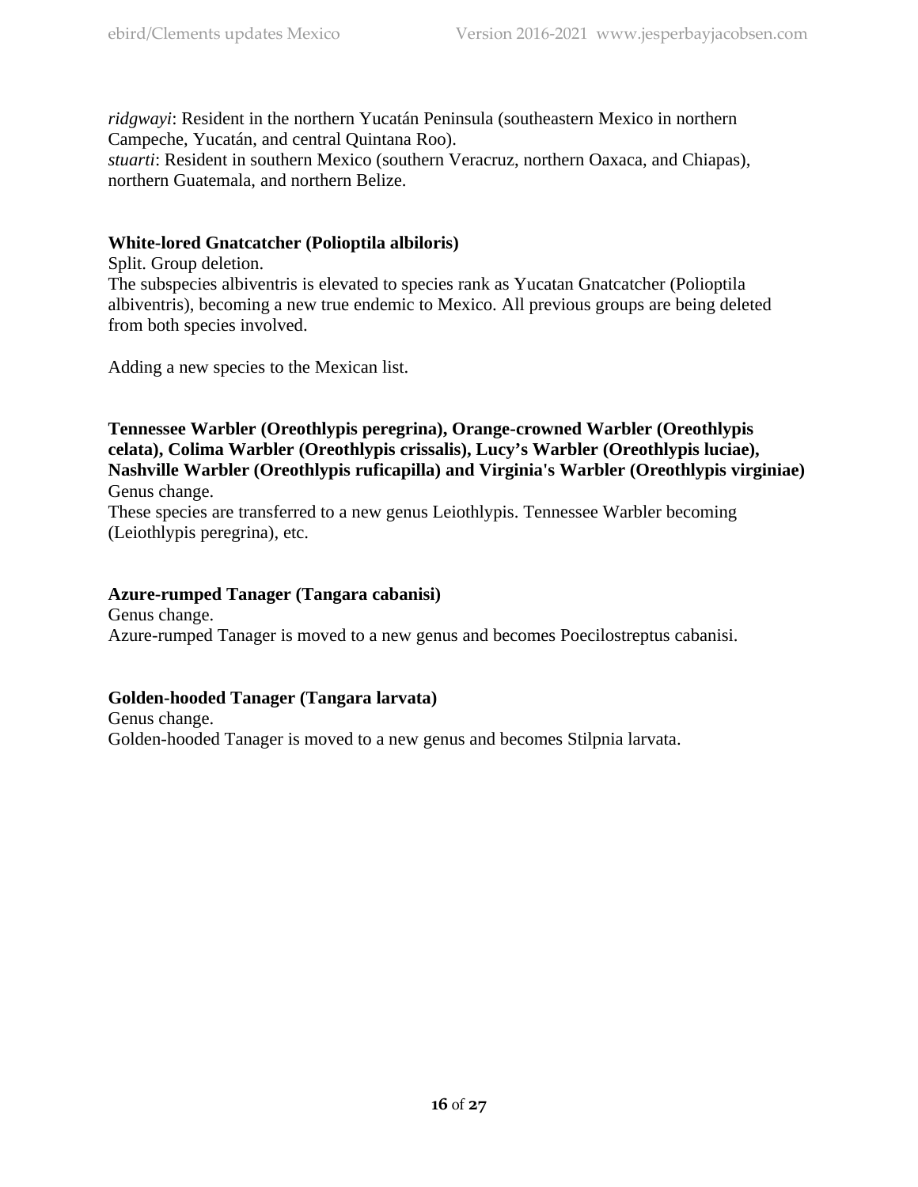*ridgwayi*: Resident in the northern Yucatán Peninsula (southeastern Mexico in northern Campeche, Yucatán, and central Quintana Roo).
*stuarti*: Resident in southern Mexico (southern Veracruz, northern Oaxaca, and Chiapas), northern Guatemala, and northern Belize.

**White-lored Gnatcatcher (Polioptila albiloris)**
Split. Group deletion.
The subspecies albiventris is elevated to species rank as Yucatan Gnatcatcher (Polioptila albiventris), becoming a new true endemic to Mexico. All previous groups are being deleted from both species involved.

Adding a new species to the Mexican list.

**Tennessee Warbler (Oreothlypis peregrina), Orange-crowned Warbler (Oreothlypis celata), Colima Warbler (Oreothlypis crissalis), Lucy's Warbler (Oreothlypis luciae), Nashville Warbler (Oreothlypis ruficapilla) and Virginia's Warbler (Oreothlypis virginiae)**
Genus change.
These species are transferred to a new genus Leiothlypis. Tennessee Warbler becoming (Leiothlypis peregrina), etc.

**Azure-rumped Tanager (Tangara cabanisi)**
Genus change.
Azure-rumped Tanager is moved to a new genus and becomes Poecilostreptus cabanisi.

**Golden-hooded Tanager (Tangara larvata)**
Genus change.
Golden-hooded Tanager is moved to a new genus and becomes Stilpnia larvata.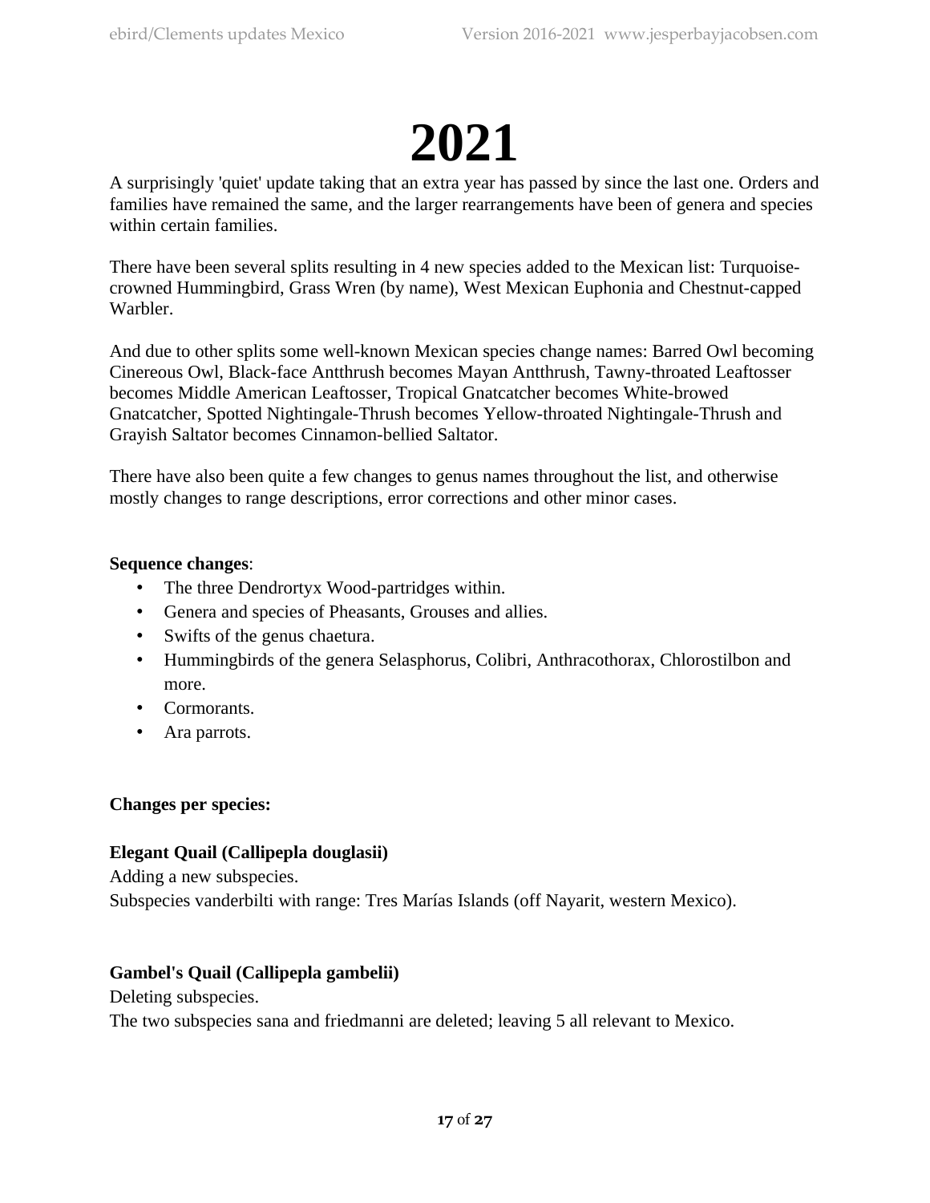# 2021

A surprisingly 'quiet' update taking that an extra year has passed by since the last one. Orders and families have remained the same, and the larger rearrangements have been of genera and species within certain families.

There have been several splits resulting in 4 new species added to the Mexican list: Turquoise-crowned Hummingbird, Grass Wren (by name), West Mexican Euphonia and Chestnut-capped Warbler.

And due to other splits some well-known Mexican species change names: Barred Owl becoming Cinereous Owl, Black-face Antthrush becomes Mayan Antthrush, Tawny-throated Leaftosser becomes Middle American Leaftosser, Tropical Gnatcatcher becomes White-browed Gnatcatcher, Spotted Nightingale-Thrush becomes Yellow-throated Nightingale-Thrush and Grayish Saltator becomes Cinnamon-bellied Saltator.

There have also been quite a few changes to genus names throughout the list, and otherwise mostly changes to range descriptions, error corrections and other minor cases.

**Sequence changes**:

- The three Dendrortyx Wood-partridges within.
- Genera and species of Pheasants, Grouses and allies.
- Swifts of the genus chaetura.
- Hummingbirds of the genera Selasphorus, Colibri, Anthracothorax, Chlorostilbon and more.
- Cormorants.
- Ara parrots.

**Changes per species:**

**Elegant Quail (Callipepla douglasii)**
Adding a new subspecies.
Subspecies vanderbilti with range: Tres Marías Islands (off Nayarit, western Mexico).

**Gambel's Quail (Callipepla gambelii)**
Deleting subspecies.
The two subspecies sana and friedmanni are deleted; leaving 5 all relevant to Mexico.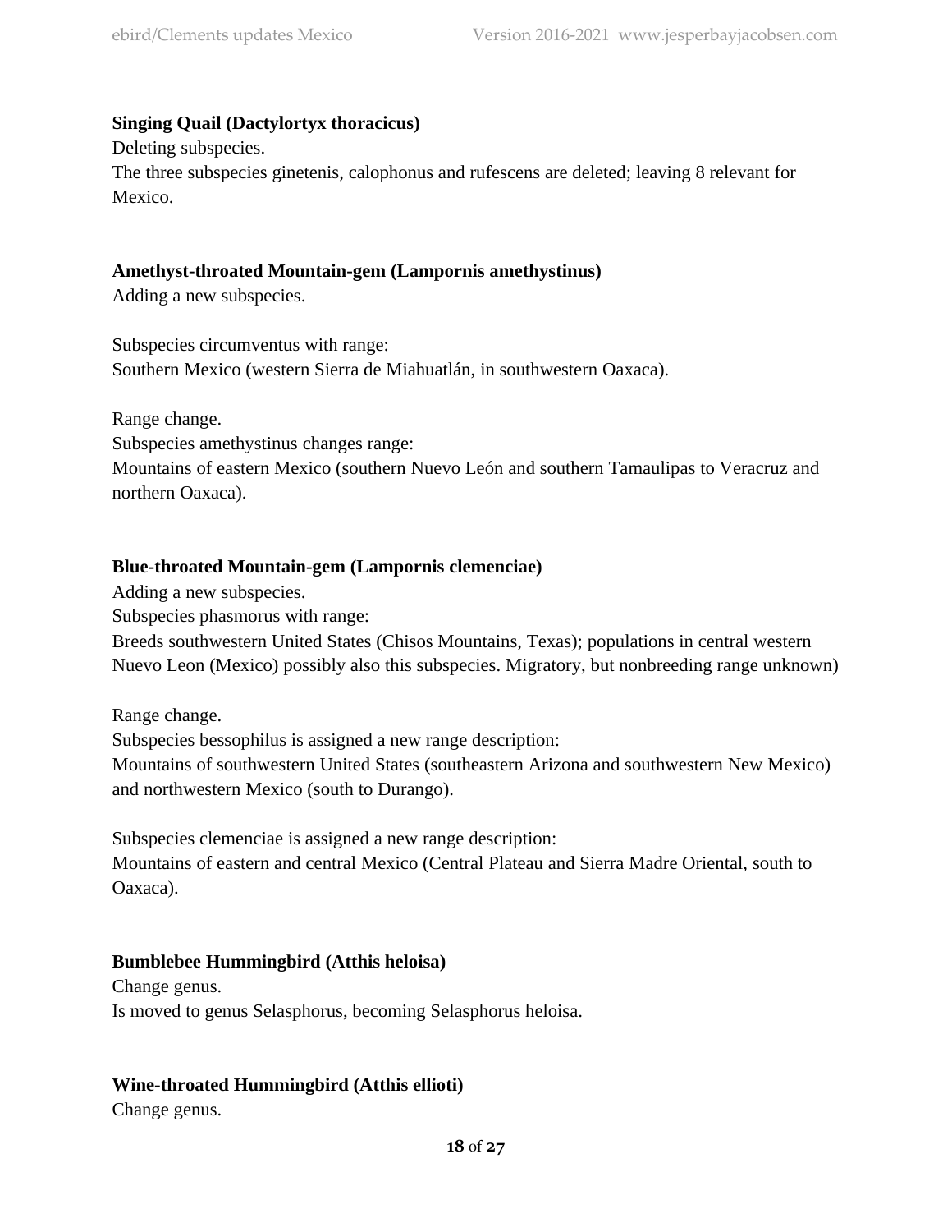**Singing Quail (Dactylortyx thoracicus)**
Deleting subspecies.
The three subspecies ginetenis, calophonus and rufescens are deleted; leaving 8 relevant for Mexico.

**Amethyst-throated Mountain-gem (Lampornis amethystinus)**
Adding a new subspecies.

Subspecies circumventus with range:
Southern Mexico (western Sierra de Miahuatlán, in southwestern Oaxaca).

Range change.
Subspecies amethystinus changes range:
Mountains of eastern Mexico (southern Nuevo León and southern Tamaulipas to Veracruz and northern Oaxaca).

**Blue-throated Mountain-gem (Lampornis clemenciae)**
Adding a new subspecies.
Subspecies phasmorus with range:
Breeds southwestern United States (Chisos Mountains, Texas); populations in central western Nuevo Leon (Mexico) possibly also this subspecies. Migratory, but nonbreeding range unknown)

Range change.
Subspecies bessophilus is assigned a new range description:
Mountains of southwestern United States (southeastern Arizona and southwestern New Mexico) and northwestern Mexico (south to Durango).

Subspecies clemenciae is assigned a new range description:
Mountains of eastern and central Mexico (Central Plateau and Sierra Madre Oriental, south to Oaxaca).

**Bumblebee Hummingbird (Atthis heloisa)**
Change genus.
Is moved to genus Selasphorus, becoming Selasphorus heloisa.

**Wine-throated Hummingbird (Atthis ellioti)**
Change genus.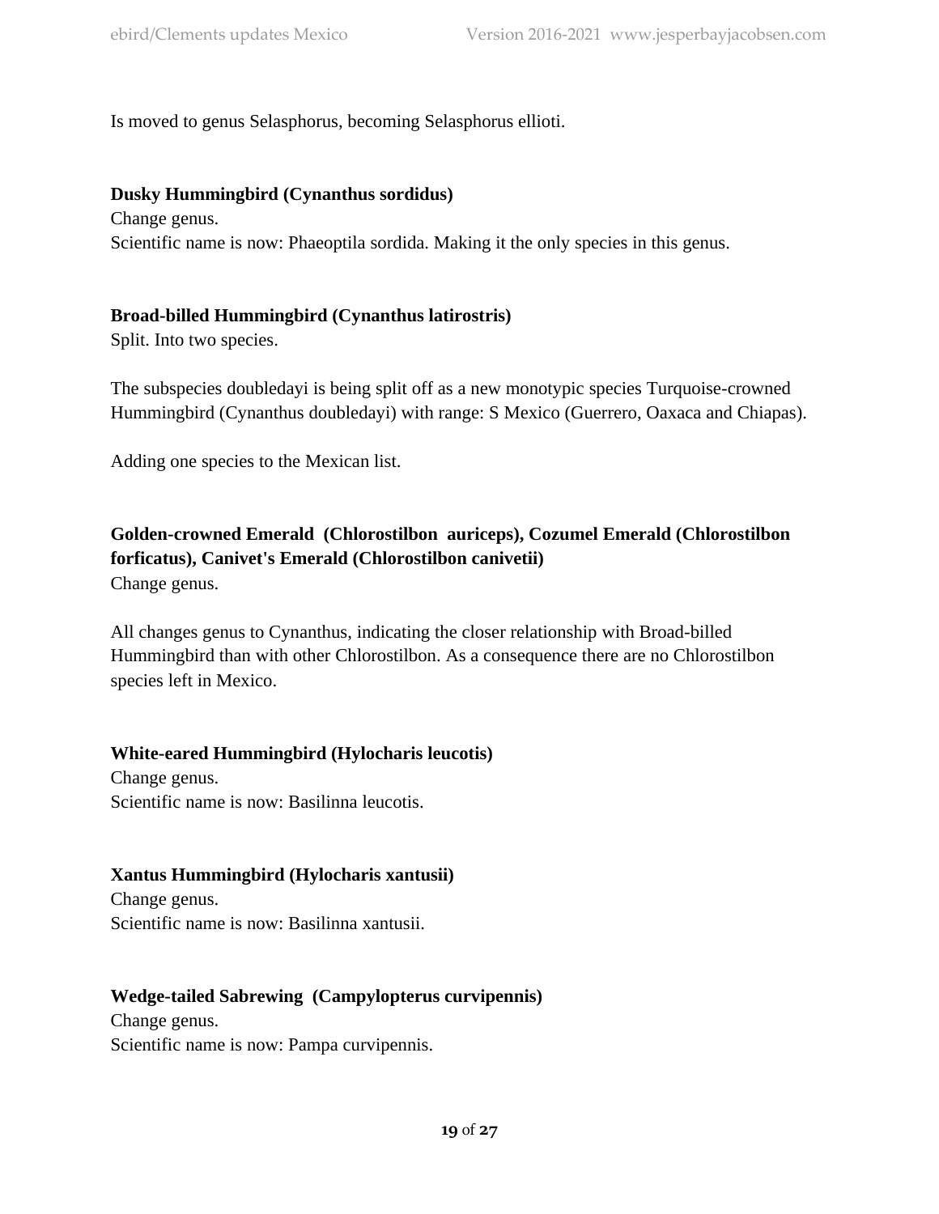Is moved to genus Selasphorus, becoming Selasphorus ellioti.

**Dusky Hummingbird (Cynanthus sordidus)**

Change genus.

Scientific name is now: Phaeoptila sordida. Making it the only species in this genus.

**Broad-billed Hummingbird (Cynanthus latirostris)**

Split. Into two species.

The subspecies doubledayi is being split off as a new monotypic species Turquoise-crowned Hummingbird (Cynanthus doubledayi) with range: S Mexico (Guerrero, Oaxaca and Chiapas).

Adding one species to the Mexican list.

**Golden-crowned Emerald (Chlorostilbon auriceps), Cozumel Emerald (Chlorostilbon forficatus), Canivet's Emerald (Chlorostilbon canivetii)**

Change genus.

All changes genus to Cynanthus, indicating the closer relationship with Broad-billed Hummingbird than with other Chlorostilbon. As a consequence there are no Chlorostilbon species left in Mexico.

**White-eared Hummingbird (Hylocharis leucotis)**

Change genus.

Scientific name is now: Basilinna leucotis.

**Xantus Hummingbird (Hylocharis xantusii)**

Change genus.

Scientific name is now: Basilinna xantusii.

**Wedge-tailed Sabrewing (Campylopterus curvipennis)**

Change genus.

Scientific name is now: Pampa curvipennis.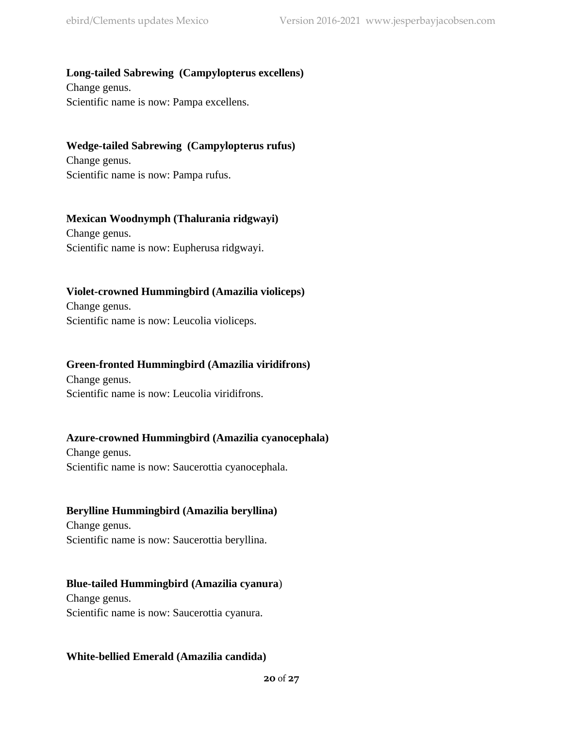**Long-tailed Sabrewing  (Campylopterus excellens)**
Change genus.
Scientific name is now: Pampa excellens.

**Wedge-tailed Sabrewing  (Campylopterus rufus)**
Change genus.
Scientific name is now: Pampa rufus.

**Mexican Woodnymph (Thalurania ridgwayi)**
Change genus.
Scientific name is now: Eupherusa ridgwayi.

**Violet-crowned Hummingbird (Amazilia violiceps)**
Change genus.
Scientific name is now: Leucolia violiceps.

**Green-fronted Hummingbird (Amazilia viridifrons)**
Change genus.
Scientific name is now: Leucolia viridifrons.

**Azure-crowned Hummingbird (Amazilia cyanocephala)**
Change genus.
Scientific name is now: Saucerottia cyanocephala.

**Berylline Hummingbird (Amazilia beryllina)**
Change genus.
Scientific name is now: Saucerottia beryllina.

**Blue-tailed Hummingbird (Amazilia cyanura**)
Change genus.
Scientific name is now: Saucerottia cyanura.

**White-bellied Emerald (Amazilia candida)**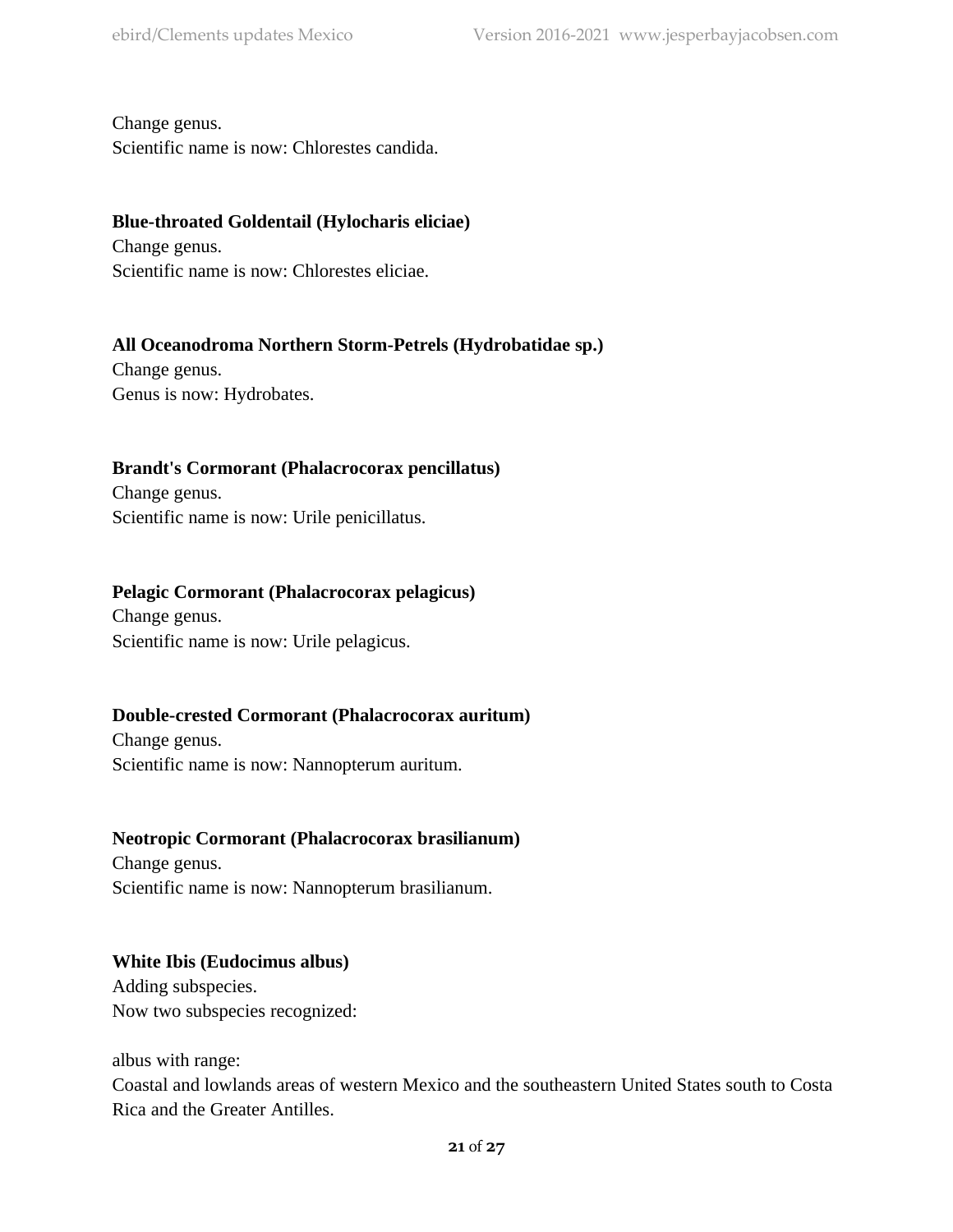Change genus.
Scientific name is now: Chlorestes candida.

**Blue-throated Goldentail (Hylocharis eliciae)**
Change genus.
Scientific name is now: Chlorestes eliciae.

**All Oceanodroma Northern Storm-Petrels (Hydrobatidae sp.)**
Change genus.
Genus is now: Hydrobates.

**Brandt's Cormorant (Phalacrocorax pencillatus)**
Change genus.
Scientific name is now: Urile penicillatus.

**Pelagic Cormorant (Phalacrocorax pelagicus)**
Change genus.
Scientific name is now: Urile pelagicus.

**Double-crested Cormorant (Phalacrocorax auritum)**
Change genus.
Scientific name is now: Nannopterum auritum.

**Neotropic Cormorant (Phalacrocorax brasilianum)**
Change genus.
Scientific name is now: Nannopterum brasilianum.

**White Ibis (Eudocimus albus)**
Adding subspecies.
Now two subspecies recognized:

albus with range:
Coastal and lowlands areas of western Mexico and the southeastern United States south to Costa Rica and the Greater Antilles.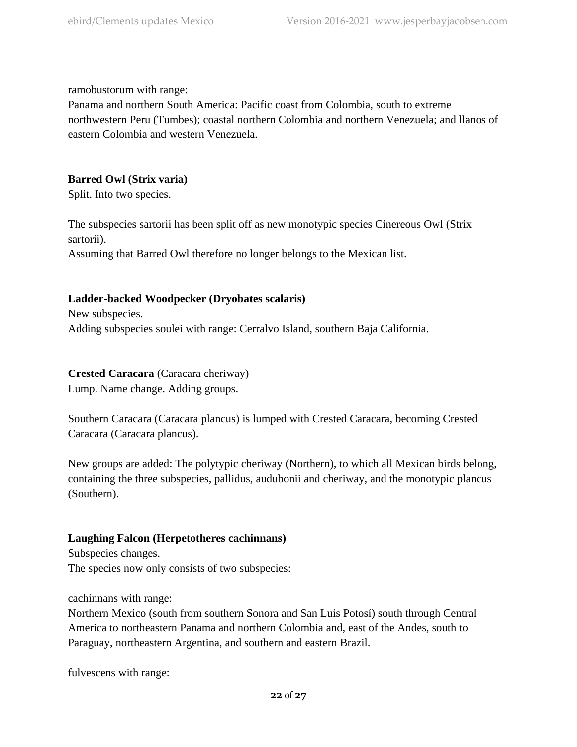ramobustorum with range:
Panama and northern South America: Pacific coast from Colombia, south to extreme northwestern Peru (Tumbes); coastal northern Colombia and northern Venezuela; and llanos of eastern Colombia and western Venezuela.

**Barred Owl (Strix varia)**
Split. Into two species.

The subspecies sartorii has been split off as new monotypic species Cinereous Owl (Strix sartorii).
Assuming that Barred Owl therefore no longer belongs to the Mexican list.

**Ladder-backed Woodpecker (Dryobates scalaris)**
New subspecies.
Adding subspecies soulei with range: Cerralvo Island, southern Baja California.

**Crested Caracara** (Caracara cheriway)
Lump. Name change. Adding groups.

Southern Caracara (Caracara plancus) is lumped with Crested Caracara, becoming Crested Caracara (Caracara plancus).

New groups are added: The polytypic cheriway (Northern), to which all Mexican birds belong, containing the three subspecies, pallidus, audubonii and cheriway, and the monotypic plancus (Southern).

**Laughing Falcon (Herpetotheres cachinnans)**
Subspecies changes.
The species now only consists of two subspecies:

cachinnans with range:
Northern Mexico (south from southern Sonora and San Luis Potosí) south through Central America to northeastern Panama and northern Colombia and, east of the Andes, south to Paraguay, northeastern Argentina, and southern and eastern Brazil.

fulvescens with range: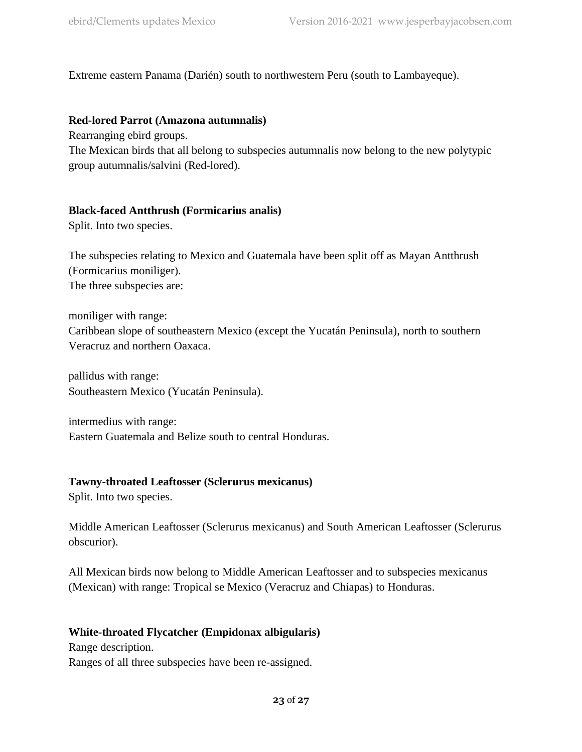Extreme eastern Panama (Darién) south to northwestern Peru (south to Lambayeque).

**Red-lored Parrot (Amazona autumnalis)**
Rearranging ebird groups.
The Mexican birds that all belong to subspecies autumnalis now belong to the new polytypic group autumnalis/salvini (Red-lored).

**Black-faced Antthrush (Formicarius analis)**
Split. Into two species.

The subspecies relating to Mexico and Guatemala have been split off as Mayan Antthrush (Formicarius moniliger).
The three subspecies are:

moniliger with range:
Caribbean slope of southeastern Mexico (except the Yucatán Peninsula), north to southern Veracruz and northern Oaxaca.

pallidus with range:
Southeastern Mexico (Yucatán Peninsula).

intermedius with range:
Eastern Guatemala and Belize south to central Honduras.

**Tawny-throated Leaftosser (Sclerurus mexicanus)**
Split. Into two species.

Middle American Leaftosser (Sclerurus mexicanus) and South American Leaftosser (Sclerurus obscurior).

All Mexican birds now belong to Middle American Leaftosser and to subspecies mexicanus (Mexican) with range: Tropical se Mexico (Veracruz and Chiapas) to Honduras.

**White-throated Flycatcher (Empidonax albigularis)**
Range description.
Ranges of all three subspecies have been re-assigned.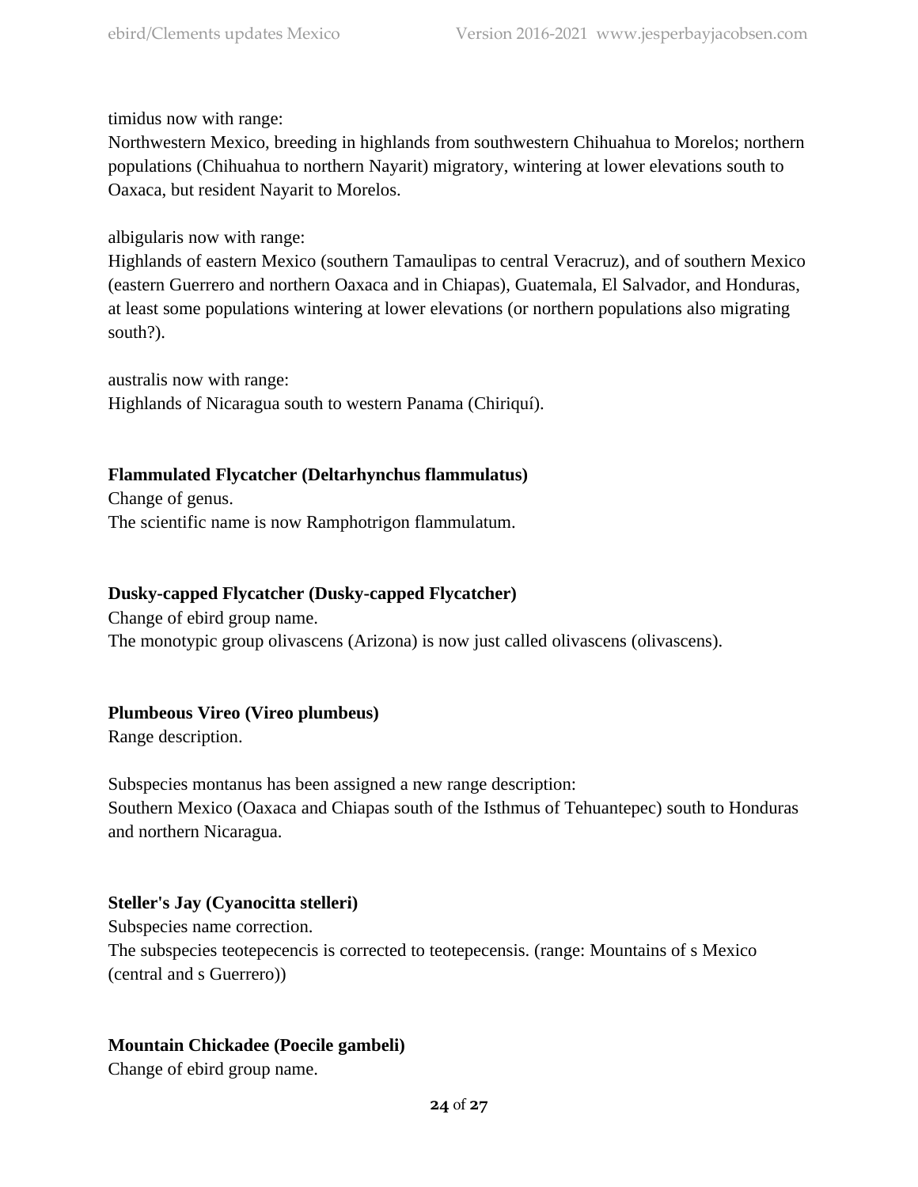timidus now with range:
Northwestern Mexico, breeding in highlands from southwestern Chihuahua to Morelos; northern populations (Chihuahua to northern Nayarit) migratory, wintering at lower elevations south to Oaxaca, but resident Nayarit to Morelos.

albigularis now with range:
Highlands of eastern Mexico (southern Tamaulipas to central Veracruz), and of southern Mexico (eastern Guerrero and northern Oaxaca and in Chiapas), Guatemala, El Salvador, and Honduras, at least some populations wintering at lower elevations (or northern populations also migrating south?).

australis now with range:
Highlands of Nicaragua south to western Panama (Chiriquí).

**Flammulated Flycatcher (Deltarhynchus flammulatus)**
Change of genus.
The scientific name is now Ramphotrigon flammulatum.

**Dusky-capped Flycatcher (Dusky-capped Flycatcher)**
Change of ebird group name.
The monotypic group olivascens (Arizona) is now just called olivascens (olivascens).

**Plumbeous Vireo (Vireo plumbeus)**
Range description.

Subspecies montanus has been assigned a new range description:
Southern Mexico (Oaxaca and Chiapas south of the Isthmus of Tehuantepec) south to Honduras and northern Nicaragua.

**Steller's Jay (Cyanocitta stelleri)**
Subspecies name correction.
The subspecies teotepecencis is corrected to teotepecensis. (range: Mountains of s Mexico (central and s Guerrero))

**Mountain Chickadee (Poecile gambeli)**
Change of ebird group name.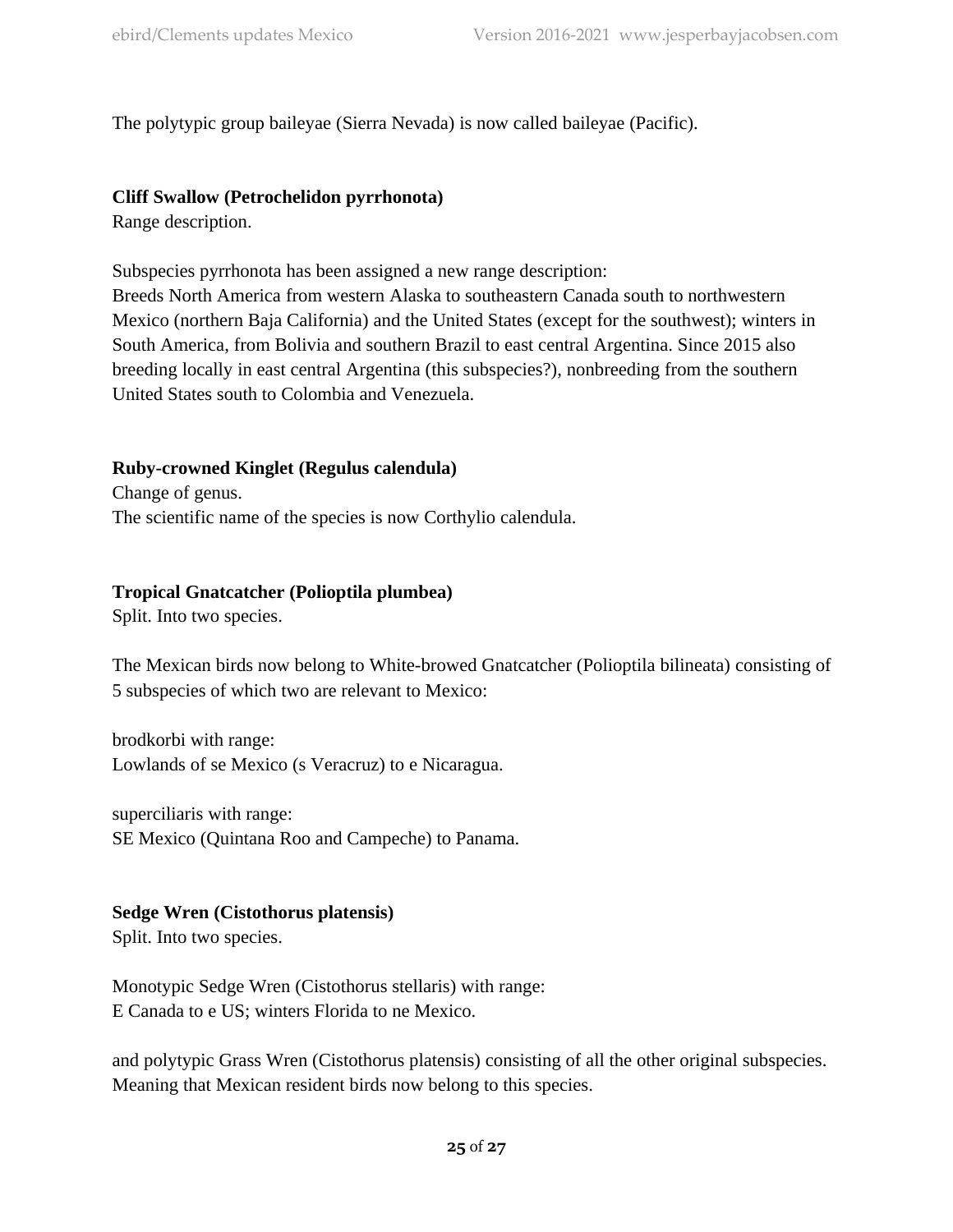The polytypic group baileyae (Sierra Nevada) is now called baileyae (Pacific).

**Cliff Swallow (Petrochelidon pyrrhonota)**
Range description.

Subspecies pyrrhonota has been assigned a new range description:
Breeds North America from western Alaska to southeastern Canada south to northwestern Mexico (northern Baja California) and the United States (except for the southwest); winters in South America, from Bolivia and southern Brazil to east central Argentina. Since 2015 also breeding locally in east central Argentina (this subspecies?), nonbreeding from the southern United States south to Colombia and Venezuela.

**Ruby-crowned Kinglet (Regulus calendula)**
Change of genus.
The scientific name of the species is now Corthylio calendula.

**Tropical Gnatcatcher (Polioptila plumbea)**
Split. Into two species.

The Mexican birds now belong to White-browed Gnatcatcher (Polioptila bilineata) consisting of 5 subspecies of which two are relevant to Mexico:

brodkorbi with range:
Lowlands of se Mexico (s Veracruz) to e Nicaragua.

superciliaris with range:
SE Mexico (Quintana Roo and Campeche) to Panama.

**Sedge Wren (Cistothorus platensis)**
Split. Into two species.

Monotypic Sedge Wren (Cistothorus stellaris) with range:
E Canada to e US; winters Florida to ne Mexico.

and polytypic Grass Wren (Cistothorus platensis) consisting of all the other original subspecies. Meaning that Mexican resident birds now belong to this species.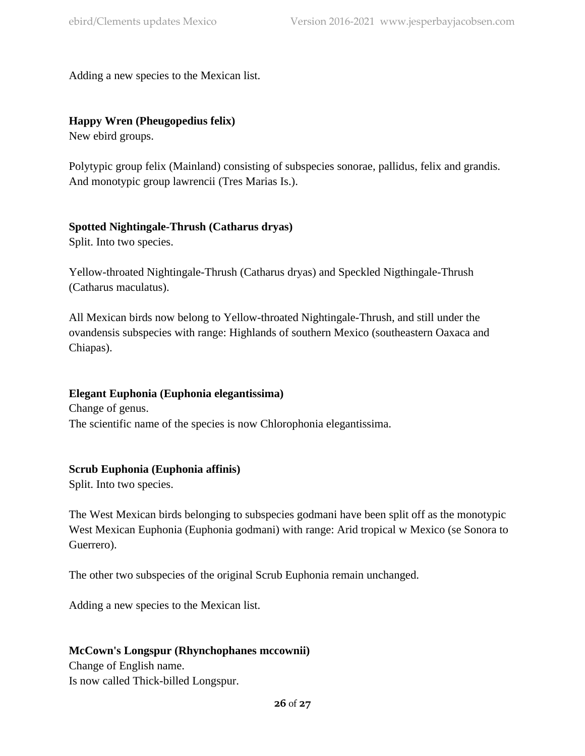Adding a new species to the Mexican list.

**Happy Wren (Pheugopedius felix)**
New ebird groups.

Polytypic group felix (Mainland) consisting of subspecies sonorae, pallidus, felix and grandis. And monotypic group lawrencii (Tres Marias Is.).

**Spotted Nightingale-Thrush (Catharus dryas)**
Split. Into two species.

Yellow-throated Nightingale-Thrush (Catharus dryas) and Speckled Nigthingale-Thrush (Catharus maculatus).

All Mexican birds now belong to Yellow-throated Nightingale-Thrush, and still under the ovandensis subspecies with range: Highlands of southern Mexico (southeastern Oaxaca and Chiapas).

**Elegant Euphonia (Euphonia elegantissima)**
Change of genus.
The scientific name of the species is now Chlorophonia elegantissima.

**Scrub Euphonia (Euphonia affinis)**
Split. Into two species.

The West Mexican birds belonging to subspecies godmani have been split off as the monotypic West Mexican Euphonia (Euphonia godmani) with range: Arid tropical w Mexico (se Sonora to Guerrero).

The other two subspecies of the original Scrub Euphonia remain unchanged.

Adding a new species to the Mexican list.

**McCown's Longspur (Rhynchophanes mccownii)**
Change of English name.
Is now called Thick-billed Longspur.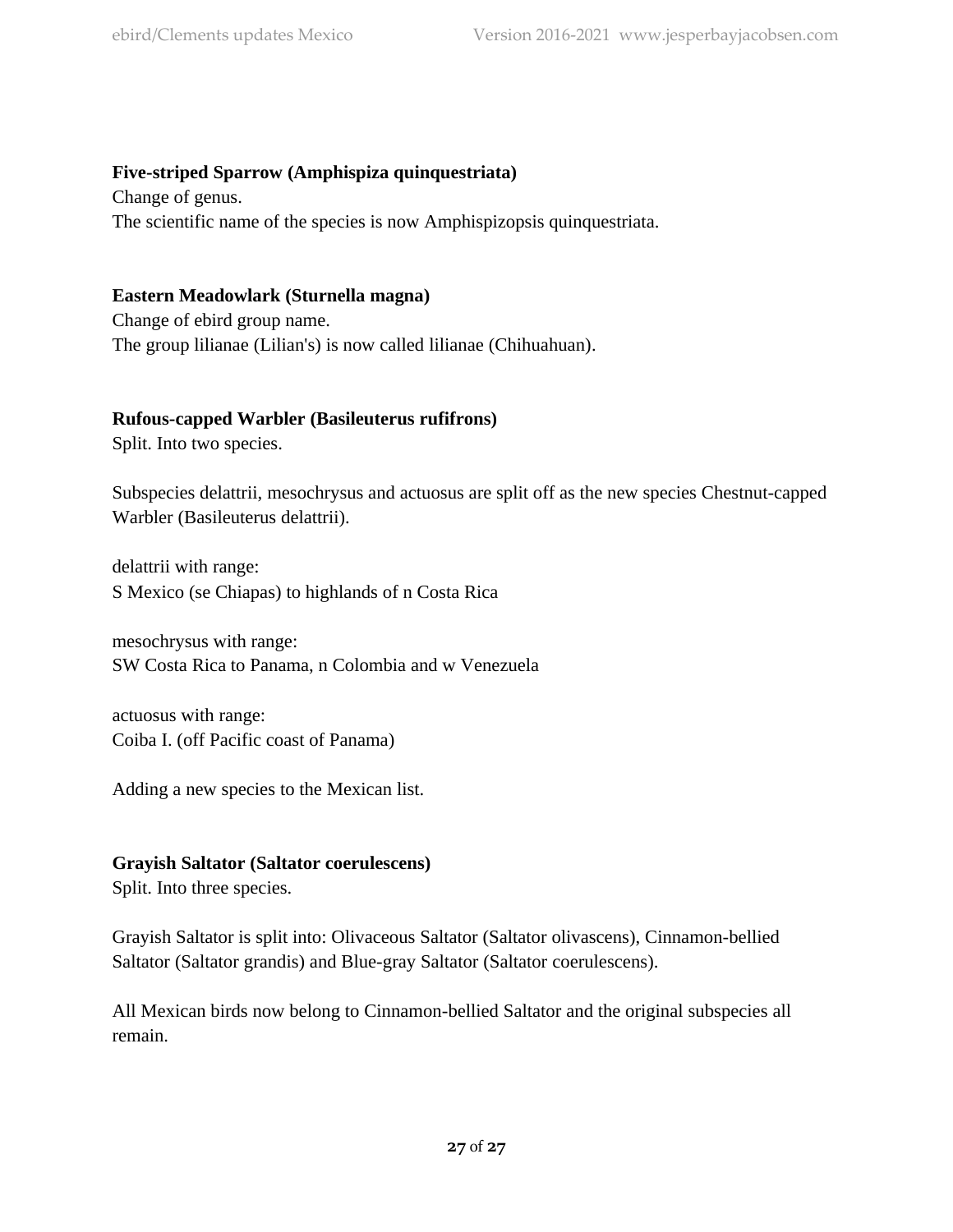**Five-striped Sparrow (Amphispiza quinquestriata)**
Change of genus.
The scientific name of the species is now Amphispizopsis quinquestriata.

**Eastern Meadowlark (Sturnella magna)**
Change of ebird group name.
The group lilianae (Lilian's) is now called lilianae (Chihuahuan).

**Rufous-capped Warbler (Basileuterus rufifrons)**
Split. Into two species.

Subspecies delattrii, mesochrysus and actuosus are split off as the new species Chestnut-capped Warbler (Basileuterus delattrii).

delattrii with range:
S Mexico (se Chiapas) to highlands of n Costa Rica

mesochrysus with range:
SW Costa Rica to Panama, n Colombia and w Venezuela

actuosus with range:
Coiba I. (off Pacific coast of Panama)

Adding a new species to the Mexican list.

**Grayish Saltator (Saltator coerulescens)**
Split. Into three species.

Grayish Saltator is split into: Olivaceous Saltator (Saltator olivascens), Cinnamon-bellied Saltator (Saltator grandis) and Blue-gray Saltator (Saltator coerulescens).

All Mexican birds now belong to Cinnamon-bellied Saltator and the original subspecies all remain.